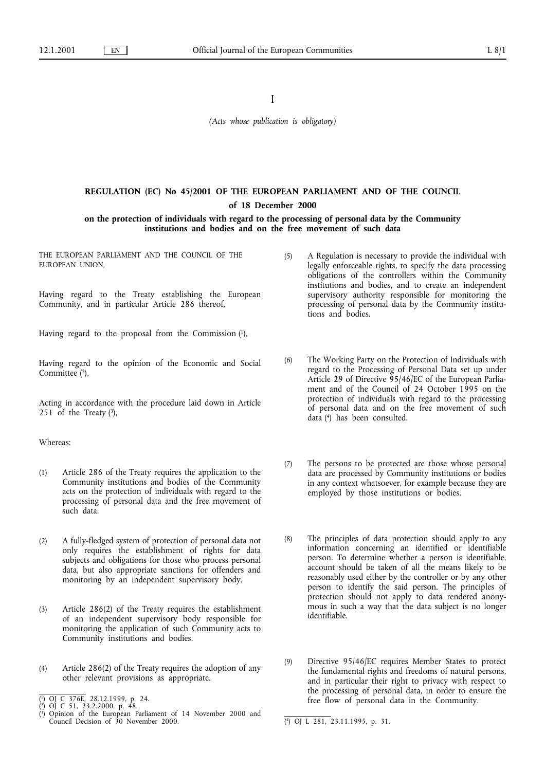I

*(Acts whose publication is obligatory)*

## REGULATION (EC) No 45/2001 OF THE EUROPEAN PARLIAMENT AND OF THE COUNCIL

### of 18 December 2000

### on the protection of individuals with regard to the processing of personal data by the Community institutions and bodies and on the free movement of such data

THE EUROPEAN PARLIAMENT AND THE COUNCIL OF THE EUROPEAN UNION,

Having regard to the Treaty establishing the European Community, and in particular Article 286 thereof,

Having regard to the proposal from the Commission [1],

Having regard to the opinion of the Economic and Social Committee [2],

Acting in accordance with the procedure laid down in Article 251 of the Treaty [3],

Whereas:

(1) Article 286 of the Treaty requires the application to the Community institutions and bodies of the Community acts on the protection of individuals with regard to the processing of personal data and the free movement of such data.

(2) A fully-fledged system of protection of personal data not only requires the establishment of rights for data subjects and obligations for those who process personal data, but also appropriate sanctions for offenders and monitoring by an independent supervisory body.

(3) Article 286(2) of the Treaty requires the establishment of an independent supervisory body responsible for monitoring the application of such Community acts to Community institutions and bodies.

(4) Article 286(2) of the Treaty requires the adoption of any other relevant provisions as appropriate.

(5) A Regulation is necessary to provide the individual with legally enforceable rights, to specify the data processing obligations of the controllers within the Community institutions and bodies, and to create an independent supervisory authority responsible for monitoring the processing of personal data by the Community institutions and bodies.

(6) The Working Party on the Protection of Individuals with regard to the Processing of Personal Data set up under Article 29 of Directive 95/46/EC of the European Parliament and of the Council of 24 October 1995 on the protection of individuals with regard to the processing of personal data and on the free movement of such data [4] has been consulted.

(7) The persons to be protected are those whose personal data are processed by Community institutions or bodies in any context whatsoever, for example because they are employed by those institutions or bodies.

(8) The principles of data protection should apply to any information concerning an identified or identifiable person. To determine whether a person is identifiable, account should be taken of all the means likely to be reasonably used either by the controller or by any other person to identify the said person. The principles of protection should not apply to data rendered anonymous in such a way that the data subject is no longer identifiable.

(9) Directive 95/46/EC requires Member States to protect the fundamental rights and freedoms of natural persons, and in particular their right to privacy with respect to the processing of personal data, in order to ensure the free flow of personal data in the Community.

---

[1] OJ C 376E, 28.12.1999, p. 24.

[2] OJ C 51, 23.2.2000, p. 48.

[3] Opinion of the European Parliament of 14 November 2000 and Council Decision of 30 November 2000.

[4] OJ L 281, 23.11.1995, p. 31.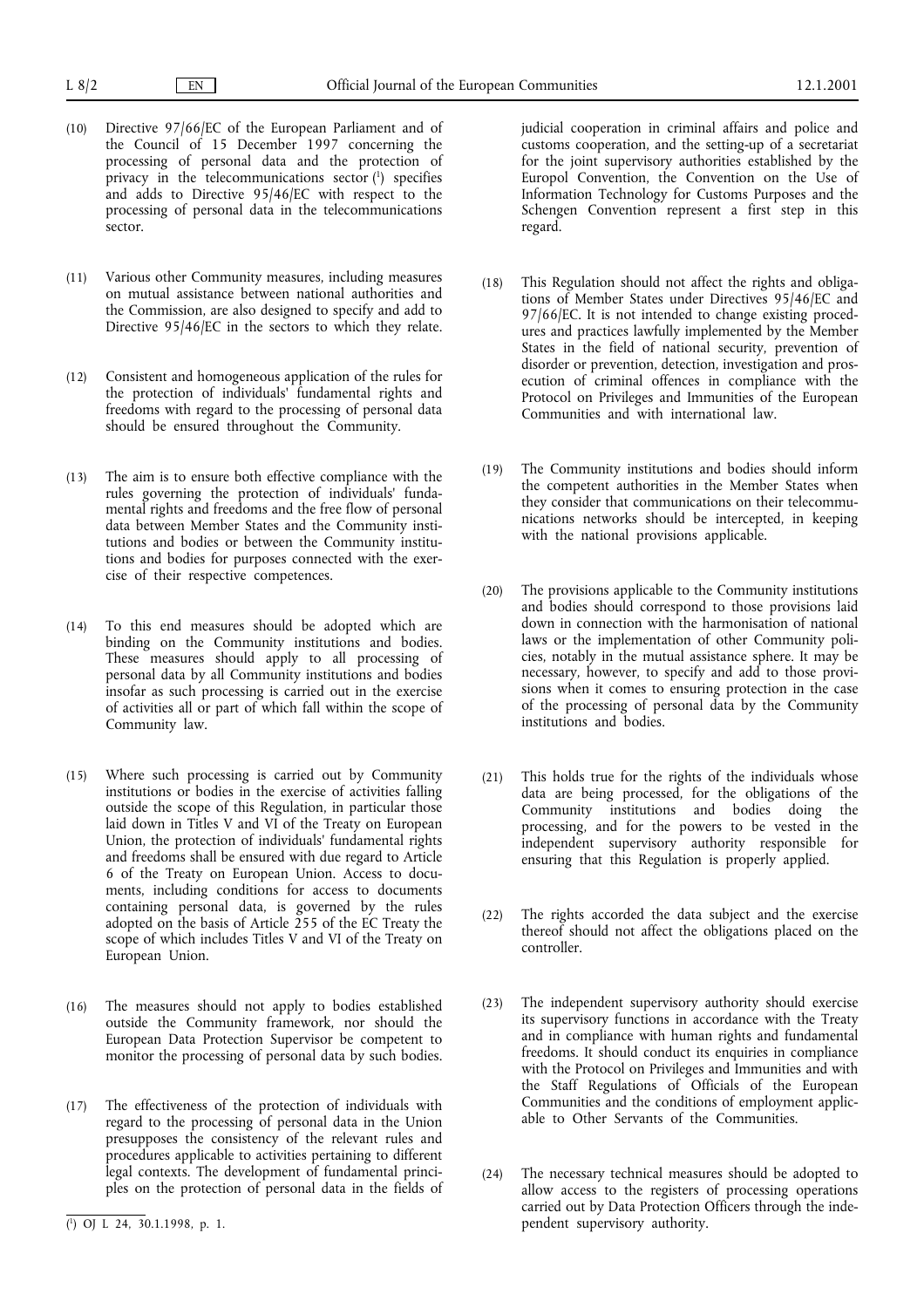(10) Directive 97/66/EC of the European Parliament and of the Council of 15 December 1997 concerning the processing of personal data and the protection of privacy in the telecommunications sector [1] specifies and adds to Directive 95/46/EC with respect to the processing of personal data in the telecommunications sector.

(11) Various other Community measures, including measures on mutual assistance between national authorities and the Commission, are also designed to specify and add to Directive 95/46/EC in the sectors to which they relate.

(12) Consistent and homogeneous application of the rules for the protection of individuals' fundamental rights and freedoms with regard to the processing of personal data should be ensured throughout the Community.

(13) The aim is to ensure both effective compliance with the rules governing the protection of individuals' fundamental rights and freedoms and the free flow of personal data between Member States and the Community institutions and bodies or between the Community institutions and bodies for purposes connected with the exercise of their respective competences.

(14) To this end measures should be adopted which are binding on the Community institutions and bodies. These measures should apply to all processing of personal data by all Community institutions and bodies insofar as such processing is carried out in the exercise of activities all or part of which fall within the scope of Community law.

(15) Where such processing is carried out by Community institutions or bodies in the exercise of activities falling outside the scope of this Regulation, in particular those laid down in Titles V and VI of the Treaty on European Union, the protection of individuals' fundamental rights and freedoms shall be ensured with due regard to Article 6 of the Treaty on European Union. Access to documents, including conditions for access to documents containing personal data, is governed by the rules adopted on the basis of Article 255 of the EC Treaty the scope of which includes Titles V and VI of the Treaty on European Union.

(16) The measures should not apply to bodies established outside the Community framework, nor should the European Data Protection Supervisor be competent to monitor the processing of personal data by such bodies.

(17) The effectiveness of the protection of individuals with regard to the processing of personal data in the Union presupposes the consistency of the relevant rules and procedures applicable to activities pertaining to different legal contexts. The development of fundamental principles on the protection of personal data in the fields of judicial cooperation in criminal affairs and police and customs cooperation, and the setting-up of a secretariat for the joint supervisory authorities established by the Europol Convention, the Convention on the Use of Information Technology for Customs Purposes and the Schengen Convention represent a first step in this regard.

(18) This Regulation should not affect the rights and obligations of Member States under Directives 95/46/EC and 97/66/EC. It is not intended to change existing procedures and practices lawfully implemented by the Member States in the field of national security, prevention of disorder or prevention, detection, investigation and prosecution of criminal offences in compliance with the Protocol on Privileges and Immunities of the European Communities and with international law.

(19) The Community institutions and bodies should inform the competent authorities in the Member States when they consider that communications on their telecommunications networks should be intercepted, in keeping with the national provisions applicable.

(20) The provisions applicable to the Community institutions and bodies should correspond to those provisions laid down in connection with the harmonisation of national laws or the implementation of other Community policies, notably in the mutual assistance sphere. It may be necessary, however, to specify and add to those provisions when it comes to ensuring protection in the case of the processing of personal data by the Community institutions and bodies.

(21) This holds true for the rights of the individuals whose data are being processed, for the obligations of the Community institutions and bodies doing the processing, and for the powers to be vested in the independent supervisory authority responsible for ensuring that this Regulation is properly applied.

(22) The rights accorded the data subject and the exercise thereof should not affect the obligations placed on the controller.

(23) The independent supervisory authority should exercise its supervisory functions in accordance with the Treaty and in compliance with human rights and fundamental freedoms. It should conduct its enquiries in compliance with the Protocol on Privileges and Immunities and with the Staff Regulations of Officials of the European Communities and the conditions of employment applicable to Other Servants of the Communities.

(24) The necessary technical measures should be adopted to allow access to the registers of processing operations carried out by Data Protection Officers through the independent supervisory authority.

[1] OJ L 24, 30.1.1998, p. 1.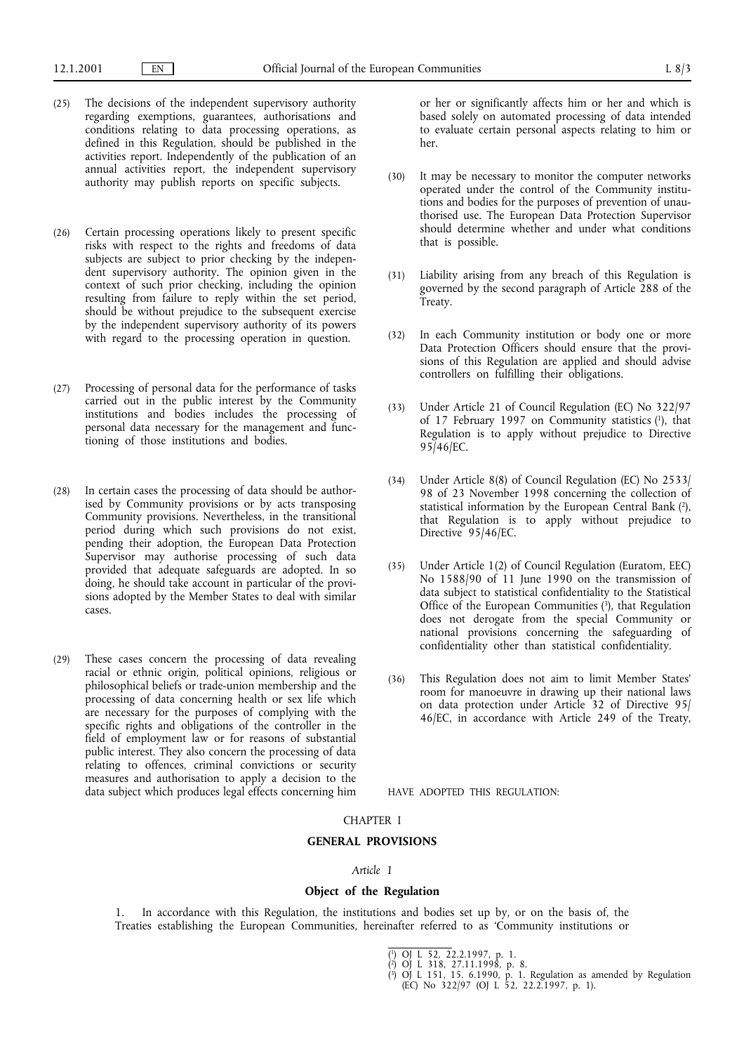(25) The decisions of the independent supervisory authority regarding exemptions, guarantees, authorisations and conditions relating to data processing operations, as defined in this Regulation, should be published in the activities report. Independently of the publication of an annual activities report, the independent supervisory authority may publish reports on specific subjects.

(26) Certain processing operations likely to present specific risks with respect to the rights and freedoms of data subjects are subject to prior checking by the independent supervisory authority. The opinion given in the context of such prior checking, including the opinion resulting from failure to reply within the set period, should be without prejudice to the subsequent exercise by the independent supervisory authority of its powers with regard to the processing operation in question.

(27) Processing of personal data for the performance of tasks carried out in the public interest by the Community institutions and bodies includes the processing of personal data necessary for the management and functioning of those institutions and bodies.

(28) In certain cases the processing of data should be authorised by Community provisions or by acts transposing Community provisions. Nevertheless, in the transitional period during which such provisions do not exist, pending their adoption, the European Data Protection Supervisor may authorise processing of such data provided that adequate safeguards are adopted. In so doing, he should take account in particular of the provisions adopted by the Member States to deal with similar cases.

(29) These cases concern the processing of data revealing racial or ethnic origin, political opinions, religious or philosophical beliefs or trade-union membership and the processing of data concerning health or sex life which are necessary for the purposes of complying with the specific rights and obligations of the controller in the field of employment law or for reasons of substantial public interest. They also concern the processing of data relating to offences, criminal convictions or security measures and authorisation to apply a decision to the data subject which produces legal effects concerning him or her or significantly affects him or her and which is based solely on automated processing of data intended to evaluate certain personal aspects relating to him or her.

(30) It may be necessary to monitor the computer networks operated under the control of the Community institutions and bodies for the purposes of prevention of unauthorised use. The European Data Protection Supervisor should determine whether and under what conditions that is possible.

(31) Liability arising from any breach of this Regulation is governed by the second paragraph of Article 288 of the Treaty.

(32) In each Community institution or body one or more Data Protection Officers should ensure that the provisions of this Regulation are applied and should advise controllers on fulfilling their obligations.

(33) Under Article 21 of Council Regulation (EC) No 322/97 of 17 February 1997 on Community statistics [1], that Regulation is to apply without prejudice to Directive 95/46/EC.

(34) Under Article 8(8) of Council Regulation (EC) No 2533/98 of 23 November 1998 concerning the collection of statistical information by the European Central Bank [2], that Regulation is to apply without prejudice to Directive 95/46/EC.

(35) Under Article 1(2) of Council Regulation (Euratom, EEC) No 1588/90 of 11 June 1990 on the transmission of data subject to statistical confidentiality to the Statistical Office of the European Communities [3], that Regulation does not derogate from the special Community or national provisions concerning the safeguarding of confidentiality other than statistical confidentiality.

(36) This Regulation does not aim to limit Member States' room for manoeuvre in drawing up their national laws on data protection under Article 32 of Directive 95/46/EC, in accordance with Article 249 of the Treaty,

HAVE ADOPTED THIS REGULATION:

## CHAPTER I

## GENERAL PROVISIONS

### *Article 1*

### Object of the Regulation

1. In accordance with this Regulation, the institutions and bodies set up by, or on the basis of, the Treaties establishing the European Communities, hereinafter referred to as 'Community institutions or

---

[1] OJ L 52, 22.2.1997, p. 1.

[2] OJ L 318, 27.11.1998, p. 8.

[3] OJ L 151, 15. 6.1990, p. 1. Regulation as amended by Regulation (EC) No 322/97 (OJ L 52, 22.2.1997, p. 1).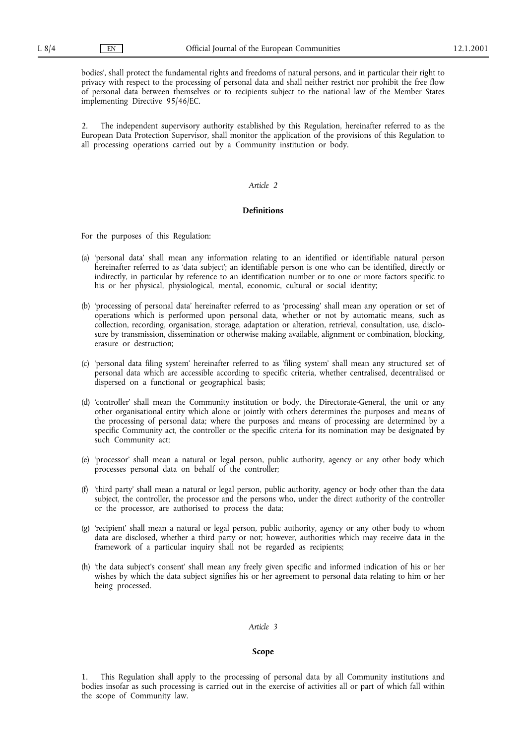bodies', shall protect the fundamental rights and freedoms of natural persons, and in particular their right to privacy with respect to the processing of personal data and shall neither restrict nor prohibit the free flow of personal data between themselves or to recipients subject to the national law of the Member States implementing Directive 95/46/EC.

2. The independent supervisory authority established by this Regulation, hereinafter referred to as the European Data Protection Supervisor, shall monitor the application of the provisions of this Regulation to all processing operations carried out by a Community institution or body.

*Article 2*

**Definitions**

For the purposes of this Regulation:

(a) 'personal data' shall mean any information relating to an identified or identifiable natural person hereinafter referred to as 'data subject'; an identifiable person is one who can be identified, directly or indirectly, in particular by reference to an identification number or to one or more factors specific to his or her physical, physiological, mental, economic, cultural or social identity;

(b) 'processing of personal data' hereinafter referred to as 'processing' shall mean any operation or set of operations which is performed upon personal data, whether or not by automatic means, such as collection, recording, organisation, storage, adaptation or alteration, retrieval, consultation, use, disclosure by transmission, dissemination or otherwise making available, alignment or combination, blocking, erasure or destruction;

(c) 'personal data filing system' hereinafter referred to as 'filing system' shall mean any structured set of personal data which are accessible according to specific criteria, whether centralised, decentralised or dispersed on a functional or geographical basis;

(d) 'controller' shall mean the Community institution or body, the Directorate-General, the unit or any other organisational entity which alone or jointly with others determines the purposes and means of the processing of personal data; where the purposes and means of processing are determined by a specific Community act, the controller or the specific criteria for its nomination may be designated by such Community act;

(e) 'processor' shall mean a natural or legal person, public authority, agency or any other body which processes personal data on behalf of the controller;

(f) 'third party' shall mean a natural or legal person, public authority, agency or body other than the data subject, the controller, the processor and the persons who, under the direct authority of the controller or the processor, are authorised to process the data;

(g) 'recipient' shall mean a natural or legal person, public authority, agency or any other body to whom data are disclosed, whether a third party or not; however, authorities which may receive data in the framework of a particular inquiry shall not be regarded as recipients;

(h) 'the data subject's consent' shall mean any freely given specific and informed indication of his or her wishes by which the data subject signifies his or her agreement to personal data relating to him or her being processed.

*Article 3*

**Scope**

1. This Regulation shall apply to the processing of personal data by all Community institutions and bodies insofar as such processing is carried out in the exercise of activities all or part of which fall within the scope of Community law.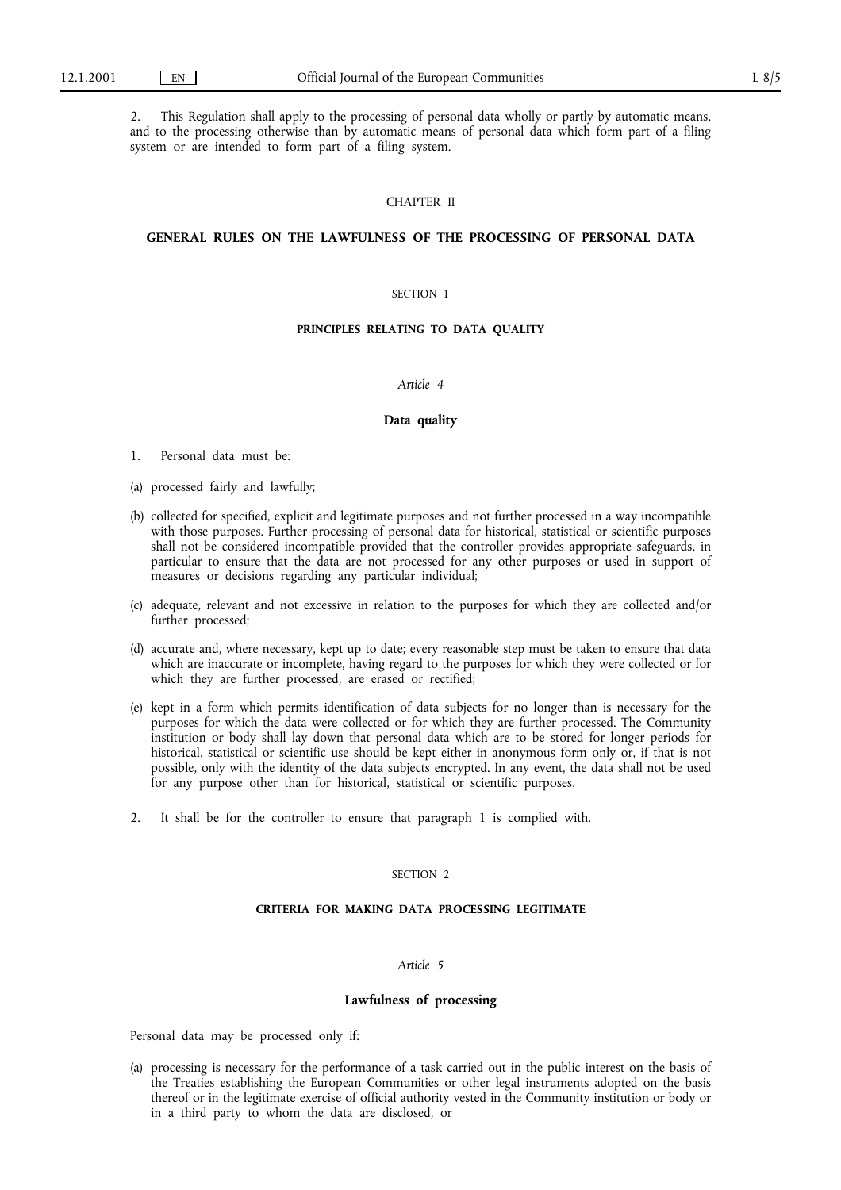2. This Regulation shall apply to the processing of personal data wholly or partly by automatic means, and to the processing otherwise than by automatic means of personal data which form part of a filing system or are intended to form part of a filing system.

## CHAPTER II

## GENERAL RULES ON THE LAWFULNESS OF THE PROCESSING OF PERSONAL DATA

### SECTION 1

### PRINCIPLES RELATING TO DATA QUALITY

*Article 4*

**Data quality**

1. Personal data must be:

(a) processed fairly and lawfully;

(b) collected for specified, explicit and legitimate purposes and not further processed in a way incompatible with those purposes. Further processing of personal data for historical, statistical or scientific purposes shall not be considered incompatible provided that the controller provides appropriate safeguards, in particular to ensure that the data are not processed for any other purposes or used in support of measures or decisions regarding any particular individual;

(c) adequate, relevant and not excessive in relation to the purposes for which they are collected and/or further processed;

(d) accurate and, where necessary, kept up to date; every reasonable step must be taken to ensure that data which are inaccurate or incomplete, having regard to the purposes for which they were collected or for which they are further processed, are erased or rectified;

(e) kept in a form which permits identification of data subjects for no longer than is necessary for the purposes for which the data were collected or for which they are further processed. The Community institution or body shall lay down that personal data which are to be stored for longer periods for historical, statistical or scientific use should be kept either in anonymous form only or, if that is not possible, only with the identity of the data subjects encrypted. In any event, the data shall not be used for any purpose other than for historical, statistical or scientific purposes.

2. It shall be for the controller to ensure that paragraph 1 is complied with.

### SECTION 2

### CRITERIA FOR MAKING DATA PROCESSING LEGITIMATE

*Article 5*

**Lawfulness of processing**

Personal data may be processed only if:

(a) processing is necessary for the performance of a task carried out in the public interest on the basis of the Treaties establishing the European Communities or other legal instruments adopted on the basis thereof or in the legitimate exercise of official authority vested in the Community institution or body or in a third party to whom the data are disclosed, or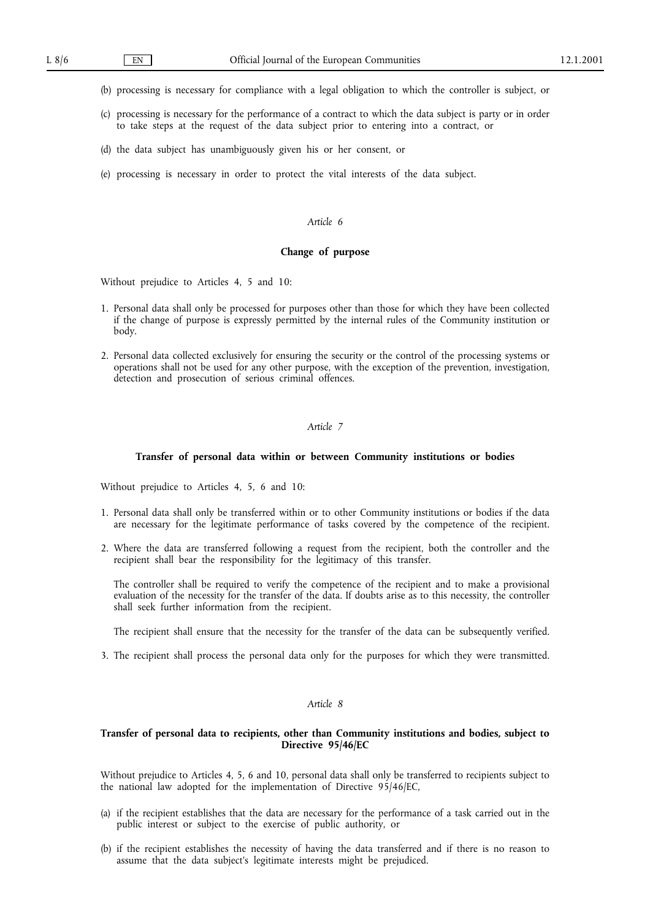(b) processing is necessary for compliance with a legal obligation to which the controller is subject, or

(c) processing is necessary for the performance of a contract to which the data subject is party or in order to take steps at the request of the data subject prior to entering into a contract, or

(d) the data subject has unambiguously given his or her consent, or

(e) processing is necessary in order to protect the vital interests of the data subject.

*Article 6*

**Change of purpose**

Without prejudice to Articles 4, 5 and 10:

1. Personal data shall only be processed for purposes other than those for which they have been collected if the change of purpose is expressly permitted by the internal rules of the Community institution or body.

2. Personal data collected exclusively for ensuring the security or the control of the processing systems or operations shall not be used for any other purpose, with the exception of the prevention, investigation, detection and prosecution of serious criminal offences.

*Article 7*

**Transfer of personal data within or between Community institutions or bodies**

Without prejudice to Articles 4, 5, 6 and 10:

1. Personal data shall only be transferred within or to other Community institutions or bodies if the data are necessary for the legitimate performance of tasks covered by the competence of the recipient.

2. Where the data are transferred following a request from the recipient, both the controller and the recipient shall bear the responsibility for the legitimacy of this transfer.

   The controller shall be required to verify the competence of the recipient and to make a provisional evaluation of the necessity for the transfer of the data. If doubts arise as to this necessity, the controller shall seek further information from the recipient.

   The recipient shall ensure that the necessity for the transfer of the data can be subsequently verified.

3. The recipient shall process the personal data only for the purposes for which they were transmitted.

*Article 8*

**Transfer of personal data to recipients, other than Community institutions and bodies, subject to Directive 95/46/EC**

Without prejudice to Articles 4, 5, 6 and 10, personal data shall only be transferred to recipients subject to the national law adopted for the implementation of Directive 95/46/EC,

(a) if the recipient establishes that the data are necessary for the performance of a task carried out in the public interest or subject to the exercise of public authority, or

(b) if the recipient establishes the necessity of having the data transferred and if there is no reason to assume that the data subject's legitimate interests might be prejudiced.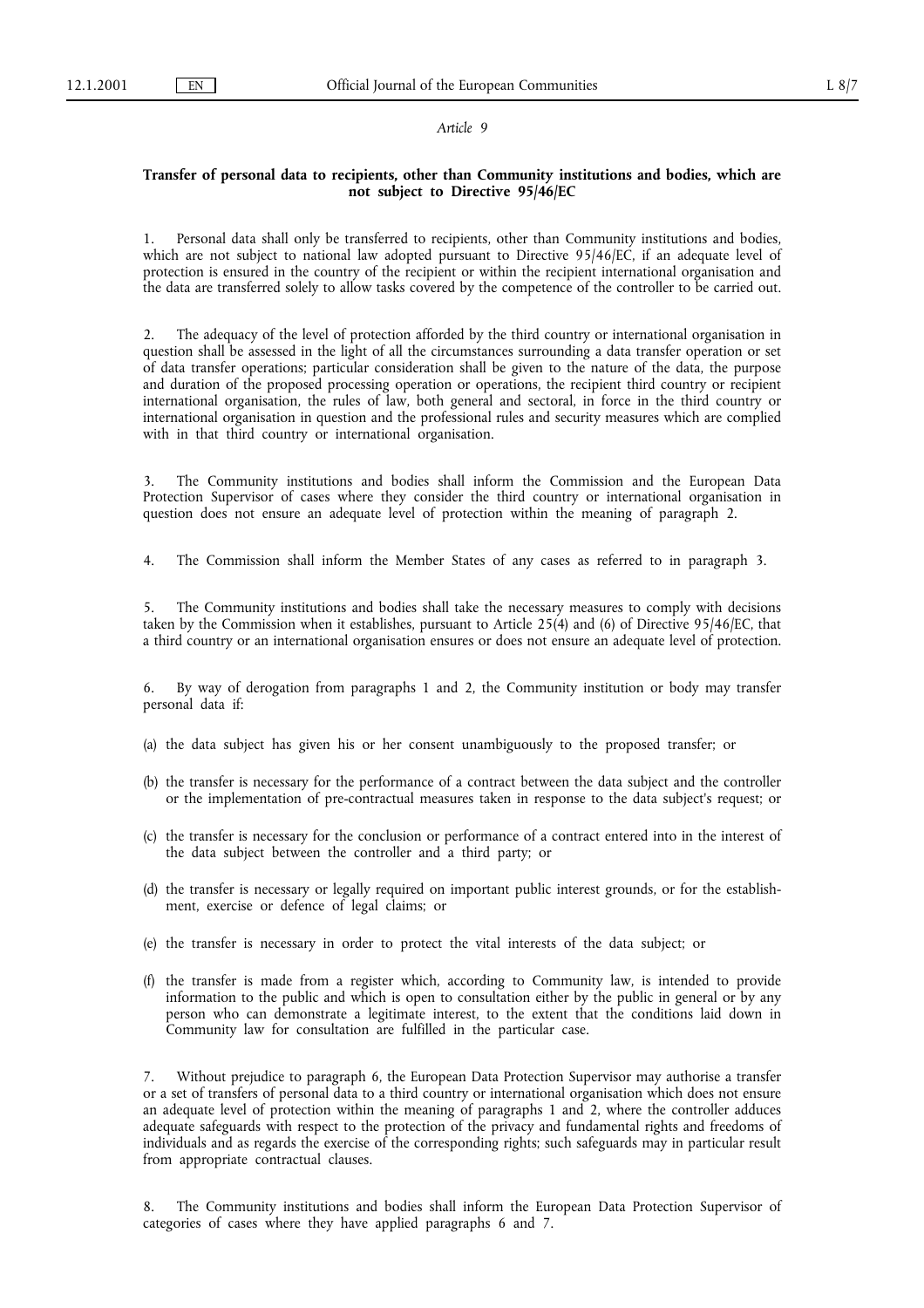*Article 9*

**Transfer of personal data to recipients, other than Community institutions and bodies, which are not subject to Directive 95/46/EC**

1. Personal data shall only be transferred to recipients, other than Community institutions and bodies, which are not subject to national law adopted pursuant to Directive 95/46/EC, if an adequate level of protection is ensured in the country of the recipient or within the recipient international organisation and the data are transferred solely to allow tasks covered by the competence of the controller to be carried out.

2. The adequacy of the level of protection afforded by the third country or international organisation in question shall be assessed in the light of all the circumstances surrounding a data transfer operation or set of data transfer operations; particular consideration shall be given to the nature of the data, the purpose and duration of the proposed processing operation or operations, the recipient third country or recipient international organisation, the rules of law, both general and sectoral, in force in the third country or international organisation in question and the professional rules and security measures which are complied with in that third country or international organisation.

3. The Community institutions and bodies shall inform the Commission and the European Data Protection Supervisor of cases where they consider the third country or international organisation in question does not ensure an adequate level of protection within the meaning of paragraph 2.

4. The Commission shall inform the Member States of any cases as referred to in paragraph 3.

5. The Community institutions and bodies shall take the necessary measures to comply with decisions taken by the Commission when it establishes, pursuant to Article 25(4) and (6) of Directive 95/46/EC, that a third country or an international organisation ensures or does not ensure an adequate level of protection.

6. By way of derogation from paragraphs 1 and 2, the Community institution or body may transfer personal data if:

(a) the data subject has given his or her consent unambiguously to the proposed transfer; or

(b) the transfer is necessary for the performance of a contract between the data subject and the controller or the implementation of pre-contractual measures taken in response to the data subject's request; or

(c) the transfer is necessary for the conclusion or performance of a contract entered into in the interest of the data subject between the controller and a third party; or

(d) the transfer is necessary or legally required on important public interest grounds, or for the establishment, exercise or defence of legal claims; or

(e) the transfer is necessary in order to protect the vital interests of the data subject; or

(f) the transfer is made from a register which, according to Community law, is intended to provide information to the public and which is open to consultation either by the public in general or by any person who can demonstrate a legitimate interest, to the extent that the conditions laid down in Community law for consultation are fulfilled in the particular case.

7. Without prejudice to paragraph 6, the European Data Protection Supervisor may authorise a transfer or a set of transfers of personal data to a third country or international organisation which does not ensure an adequate level of protection within the meaning of paragraphs 1 and 2, where the controller adduces adequate safeguards with respect to the protection of the privacy and fundamental rights and freedoms of individuals and as regards the exercise of the corresponding rights; such safeguards may in particular result from appropriate contractual clauses.

8. The Community institutions and bodies shall inform the European Data Protection Supervisor of categories of cases where they have applied paragraphs 6 and 7.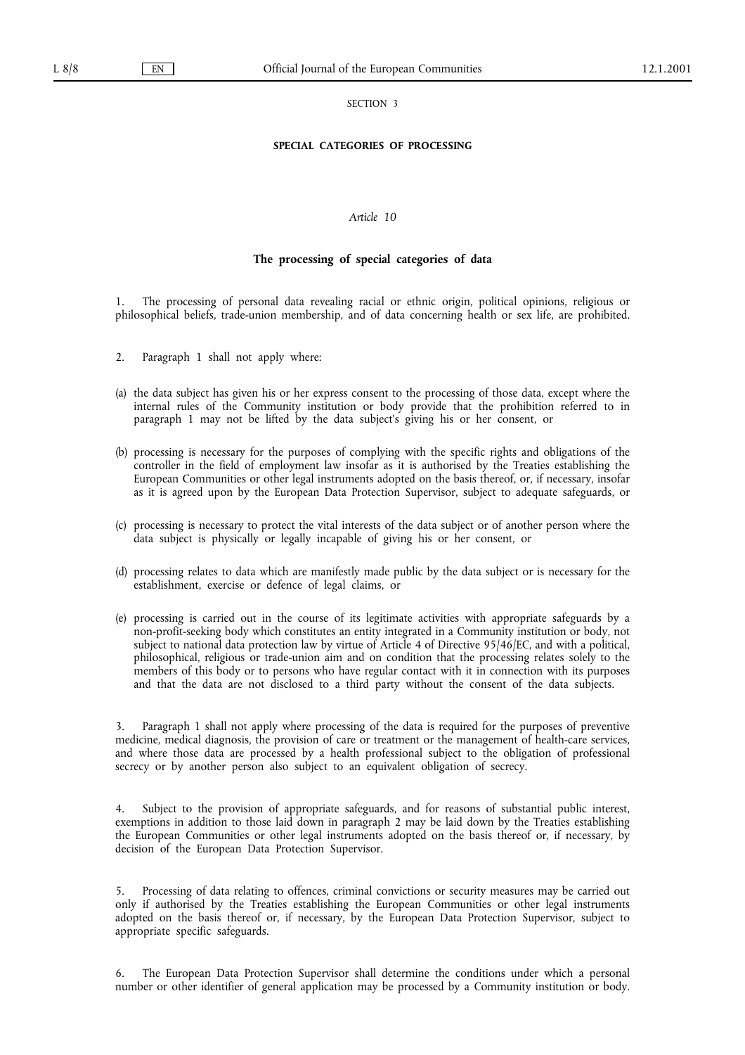SECTION 3

**SPECIAL CATEGORIES OF PROCESSING**

*Article 10*

**The processing of special categories of data**

1. The processing of personal data revealing racial or ethnic origin, political opinions, religious or philosophical beliefs, trade-union membership, and of data concerning health or sex life, are prohibited.

2. Paragraph 1 shall not apply where:

(a) the data subject has given his or her express consent to the processing of those data, except where the internal rules of the Community institution or body provide that the prohibition referred to in paragraph 1 may not be lifted by the data subject's giving his or her consent, or

(b) processing is necessary for the purposes of complying with the specific rights and obligations of the controller in the field of employment law insofar as it is authorised by the Treaties establishing the European Communities or other legal instruments adopted on the basis thereof, or, if necessary, insofar as it is agreed upon by the European Data Protection Supervisor, subject to adequate safeguards, or

(c) processing is necessary to protect the vital interests of the data subject or of another person where the data subject is physically or legally incapable of giving his or her consent, or

(d) processing relates to data which are manifestly made public by the data subject or is necessary for the establishment, exercise or defence of legal claims, or

(e) processing is carried out in the course of its legitimate activities with appropriate safeguards by a non-profit-seeking body which constitutes an entity integrated in a Community institution or body, not subject to national data protection law by virtue of Article 4 of Directive 95/46/EC, and with a political, philosophical, religious or trade-union aim and on condition that the processing relates solely to the members of this body or to persons who have regular contact with it in connection with its purposes and that the data are not disclosed to a third party without the consent of the data subjects.

3. Paragraph 1 shall not apply where processing of the data is required for the purposes of preventive medicine, medical diagnosis, the provision of care or treatment or the management of health-care services, and where those data are processed by a health professional subject to the obligation of professional secrecy or by another person also subject to an equivalent obligation of secrecy.

4. Subject to the provision of appropriate safeguards, and for reasons of substantial public interest, exemptions in addition to those laid down in paragraph 2 may be laid down by the Treaties establishing the European Communities or other legal instruments adopted on the basis thereof or, if necessary, by decision of the European Data Protection Supervisor.

5. Processing of data relating to offences, criminal convictions or security measures may be carried out only if authorised by the Treaties establishing the European Communities or other legal instruments adopted on the basis thereof or, if necessary, by the European Data Protection Supervisor, subject to appropriate specific safeguards.

6. The European Data Protection Supervisor shall determine the conditions under which a personal number or other identifier of general application may be processed by a Community institution or body.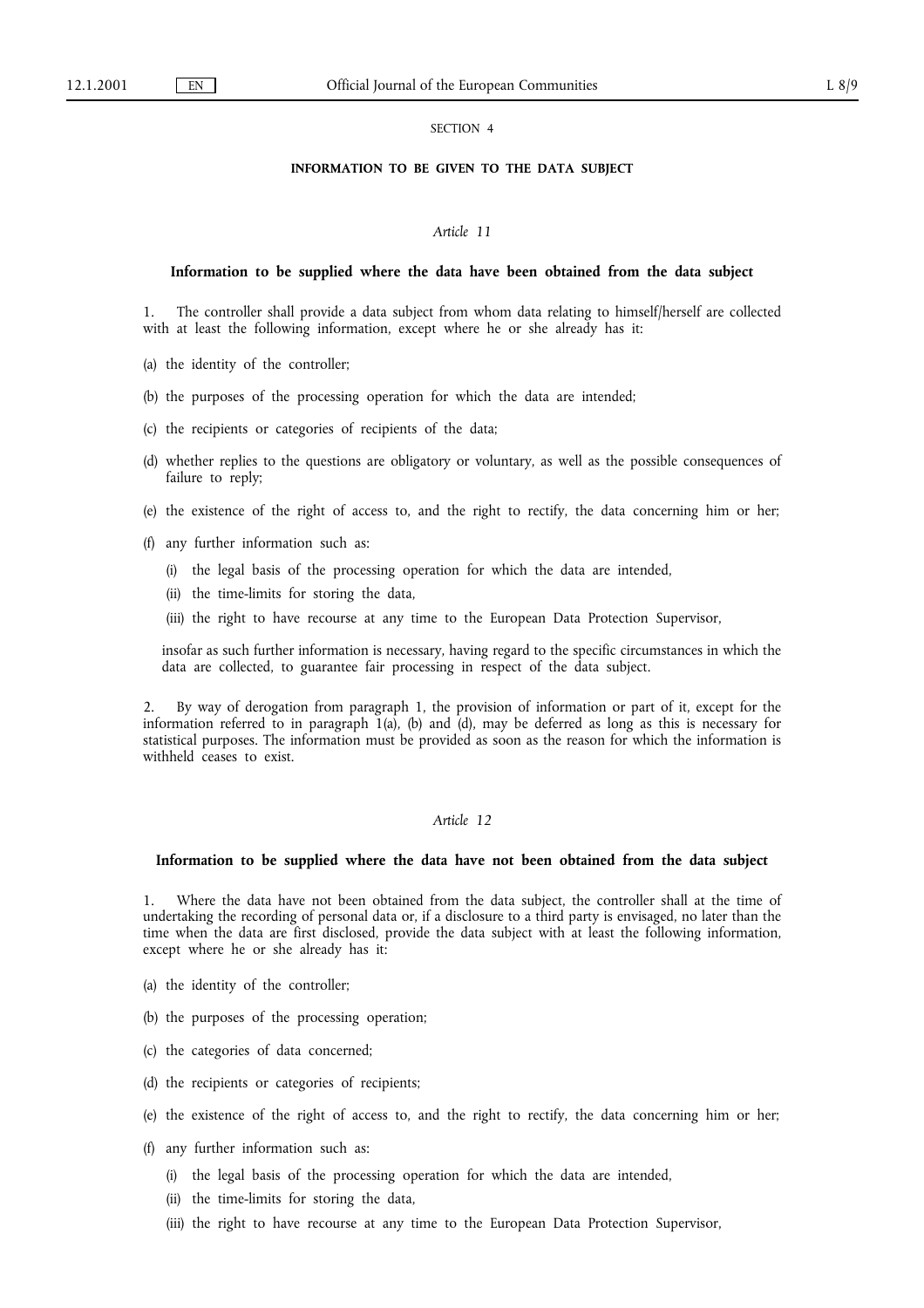SECTION 4

**INFORMATION TO BE GIVEN TO THE DATA SUBJECT**

*Article 11*

**Information to be supplied where the data have been obtained from the data subject**

1. The controller shall provide a data subject from whom data relating to himself/herself are collected with at least the following information, except where he or she already has it:

(a) the identity of the controller;

(b) the purposes of the processing operation for which the data are intended;

(c) the recipients or categories of recipients of the data;

(d) whether replies to the questions are obligatory or voluntary, as well as the possible consequences of failure to reply;

(e) the existence of the right of access to, and the right to rectify, the data concerning him or her;

(f) any further information such as:

  (i) the legal basis of the processing operation for which the data are intended,

  (ii) the time-limits for storing the data,

  (iii) the right to have recourse at any time to the European Data Protection Supervisor,

  insofar as such further information is necessary, having regard to the specific circumstances in which the data are collected, to guarantee fair processing in respect of the data subject.

2. By way of derogation from paragraph 1, the provision of information or part of it, except for the information referred to in paragraph 1(a), (b) and (d), may be deferred as long as this is necessary for statistical purposes. The information must be provided as soon as the reason for which the information is withheld ceases to exist.

*Article 12*

**Information to be supplied where the data have not been obtained from the data subject**

1. Where the data have not been obtained from the data subject, the controller shall at the time of undertaking the recording of personal data or, if a disclosure to a third party is envisaged, no later than the time when the data are first disclosed, provide the data subject with at least the following information, except where he or she already has it:

(a) the identity of the controller;

(b) the purposes of the processing operation;

(c) the categories of data concerned;

(d) the recipients or categories of recipients;

(e) the existence of the right of access to, and the right to rectify, the data concerning him or her;

(f) any further information such as:

  (i) the legal basis of the processing operation for which the data are intended,

  (ii) the time-limits for storing the data,

  (iii) the right to have recourse at any time to the European Data Protection Supervisor,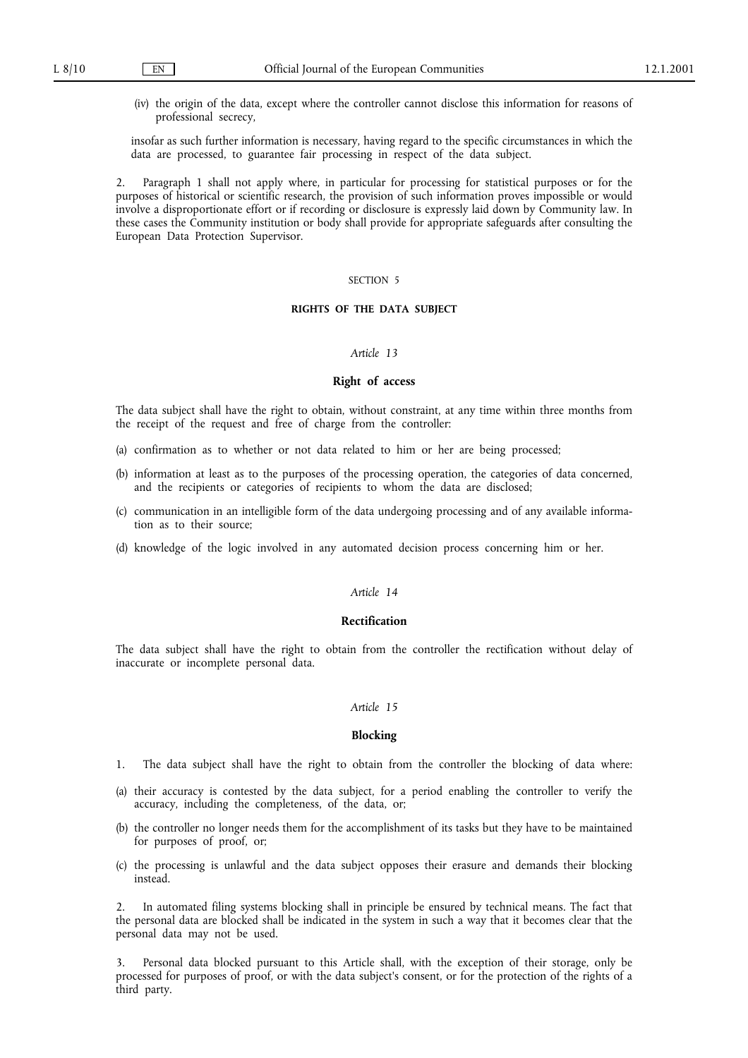(iv) the origin of the data, except where the controller cannot disclose this information for reasons of professional secrecy,

insofar as such further information is necessary, having regard to the specific circumstances in which the data are processed, to guarantee fair processing in respect of the data subject.

2. Paragraph 1 shall not apply where, in particular for processing for statistical purposes or for the purposes of historical or scientific research, the provision of such information proves impossible or would involve a disproportionate effort or if recording or disclosure is expressly laid down by Community law. In these cases the Community institution or body shall provide for appropriate safeguards after consulting the European Data Protection Supervisor.

## SECTION 5

## RIGHTS OF THE DATA SUBJECT

### *Article 13*

### Right of access

The data subject shall have the right to obtain, without constraint, at any time within three months from the receipt of the request and free of charge from the controller:

(a) confirmation as to whether or not data related to him or her are being processed;

(b) information at least as to the purposes of the processing operation, the categories of data concerned, and the recipients or categories of recipients to whom the data are disclosed;

(c) communication in an intelligible form of the data undergoing processing and of any available information as to their source;

(d) knowledge of the logic involved in any automated decision process concerning him or her.

### *Article 14*

### Rectification

The data subject shall have the right to obtain from the controller the rectification without delay of inaccurate or incomplete personal data.

### *Article 15*

### Blocking

1. The data subject shall have the right to obtain from the controller the blocking of data where:

(a) their accuracy is contested by the data subject, for a period enabling the controller to verify the accuracy, including the completeness, of the data, or;

(b) the controller no longer needs them for the accomplishment of its tasks but they have to be maintained for purposes of proof, or;

(c) the processing is unlawful and the data subject opposes their erasure and demands their blocking instead.

2. In automated filing systems blocking shall in principle be ensured by technical means. The fact that the personal data are blocked shall be indicated in the system in such a way that it becomes clear that the personal data may not be used.

3. Personal data blocked pursuant to this Article shall, with the exception of their storage, only be processed for purposes of proof, or with the data subject's consent, or for the protection of the rights of a third party.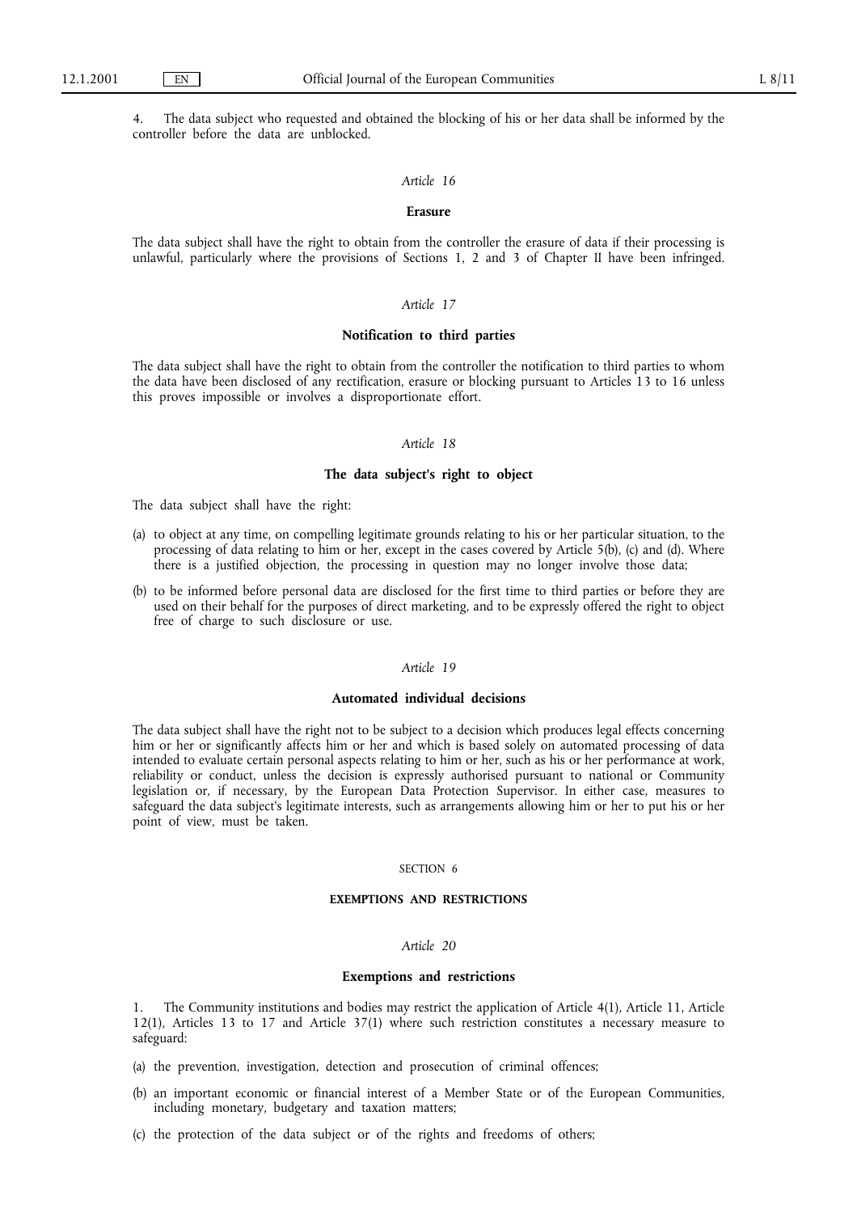4. The data subject who requested and obtained the blocking of his or her data shall be informed by the controller before the data are unblocked.

*Article 16*

**Erasure**

The data subject shall have the right to obtain from the controller the erasure of data if their processing is unlawful, particularly where the provisions of Sections 1, 2 and 3 of Chapter II have been infringed.

*Article 17*

**Notification to third parties**

The data subject shall have the right to obtain from the controller the notification to third parties to whom the data have been disclosed of any rectification, erasure or blocking pursuant to Articles 13 to 16 unless this proves impossible or involves a disproportionate effort.

*Article 18*

**The data subject's right to object**

The data subject shall have the right:

(a) to object at any time, on compelling legitimate grounds relating to his or her particular situation, to the processing of data relating to him or her, except in the cases covered by Article 5(b), (c) and (d). Where there is a justified objection, the processing in question may no longer involve those data;

(b) to be informed before personal data are disclosed for the first time to third parties or before they are used on their behalf for the purposes of direct marketing, and to be expressly offered the right to object free of charge to such disclosure or use.

*Article 19*

**Automated individual decisions**

The data subject shall have the right not to be subject to a decision which produces legal effects concerning him or her or significantly affects him or her and which is based solely on automated processing of data intended to evaluate certain personal aspects relating to him or her, such as his or her performance at work, reliability or conduct, unless the decision is expressly authorised pursuant to national or Community legislation or, if necessary, by the European Data Protection Supervisor. In either case, measures to safeguard the data subject's legitimate interests, such as arrangements allowing him or her to put his or her point of view, must be taken.

SECTION 6

**EXEMPTIONS AND RESTRICTIONS**

*Article 20*

**Exemptions and restrictions**

1. The Community institutions and bodies may restrict the application of Article 4(1), Article 11, Article 12(1), Articles 13 to 17 and Article 37(1) where such restriction constitutes a necessary measure to safeguard:

(a) the prevention, investigation, detection and prosecution of criminal offences;

(b) an important economic or financial interest of a Member State or of the European Communities, including monetary, budgetary and taxation matters;

(c) the protection of the data subject or of the rights and freedoms of others;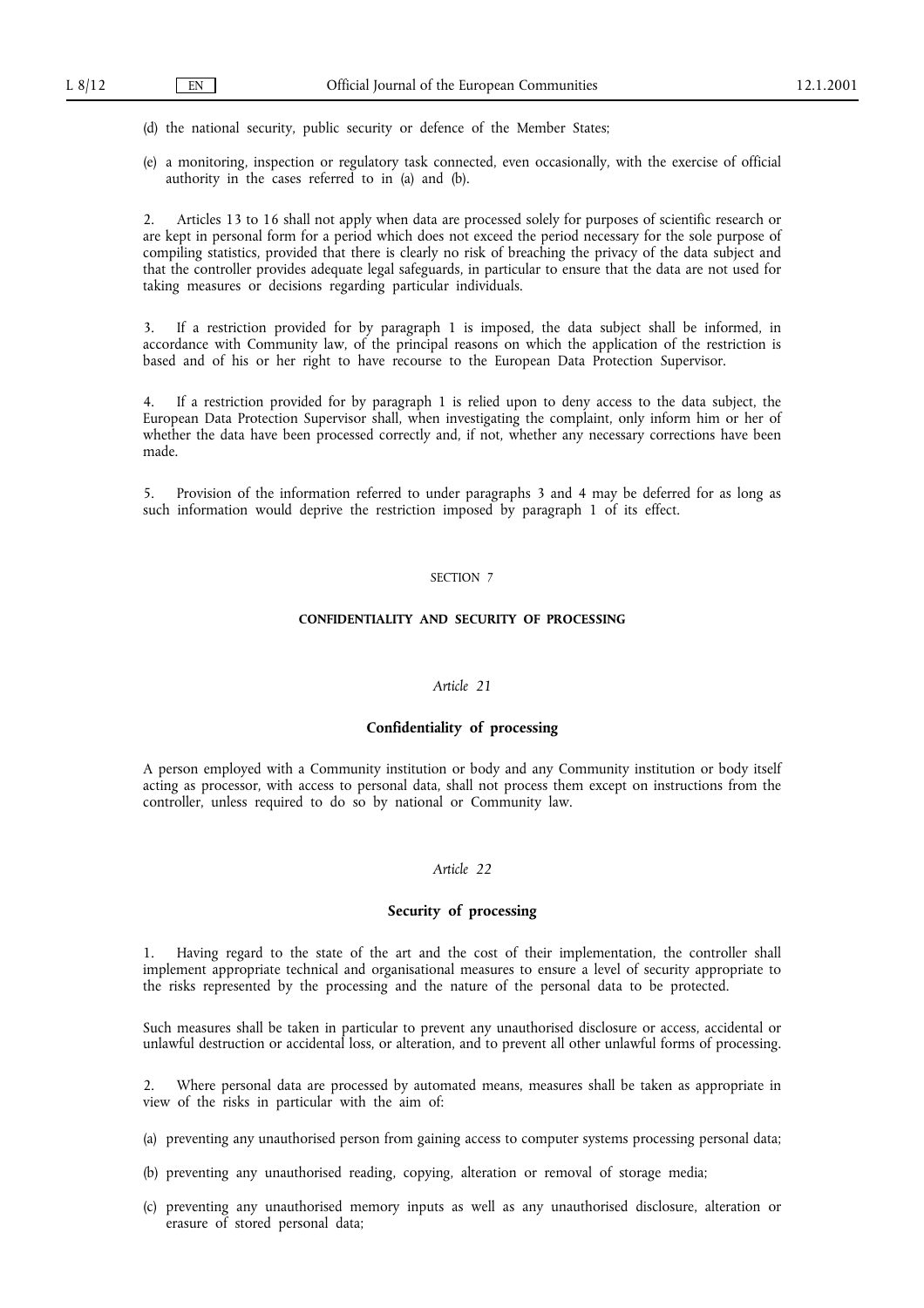(d) the national security, public security or defence of the Member States;

(e) a monitoring, inspection or regulatory task connected, even occasionally, with the exercise of official authority in the cases referred to in (a) and (b).

2. Articles 13 to 16 shall not apply when data are processed solely for purposes of scientific research or are kept in personal form for a period which does not exceed the period necessary for the sole purpose of compiling statistics, provided that there is clearly no risk of breaching the privacy of the data subject and that the controller provides adequate legal safeguards, in particular to ensure that the data are not used for taking measures or decisions regarding particular individuals.

3. If a restriction provided for by paragraph 1 is imposed, the data subject shall be informed, in accordance with Community law, of the principal reasons on which the application of the restriction is based and of his or her right to have recourse to the European Data Protection Supervisor.

4. If a restriction provided for by paragraph 1 is relied upon to deny access to the data subject, the European Data Protection Supervisor shall, when investigating the complaint, only inform him or her of whether the data have been processed correctly and, if not, whether any necessary corrections have been made.

5. Provision of the information referred to under paragraphs 3 and 4 may be deferred for as long as such information would deprive the restriction imposed by paragraph 1 of its effect.

## SECTION 7

## CONFIDENTIALITY AND SECURITY OF PROCESSING

### *Article 21*

### Confidentiality of processing

A person employed with a Community institution or body and any Community institution or body itself acting as processor, with access to personal data, shall not process them except on instructions from the controller, unless required to do so by national or Community law.

### *Article 22*

### Security of processing

1. Having regard to the state of the art and the cost of their implementation, the controller shall implement appropriate technical and organisational measures to ensure a level of security appropriate to the risks represented by the processing and the nature of the personal data to be protected.

Such measures shall be taken in particular to prevent any unauthorised disclosure or access, accidental or unlawful destruction or accidental loss, or alteration, and to prevent all other unlawful forms of processing.

2. Where personal data are processed by automated means, measures shall be taken as appropriate in view of the risks in particular with the aim of:

(a) preventing any unauthorised person from gaining access to computer systems processing personal data;

(b) preventing any unauthorised reading, copying, alteration or removal of storage media;

(c) preventing any unauthorised memory inputs as well as any unauthorised disclosure, alteration or erasure of stored personal data;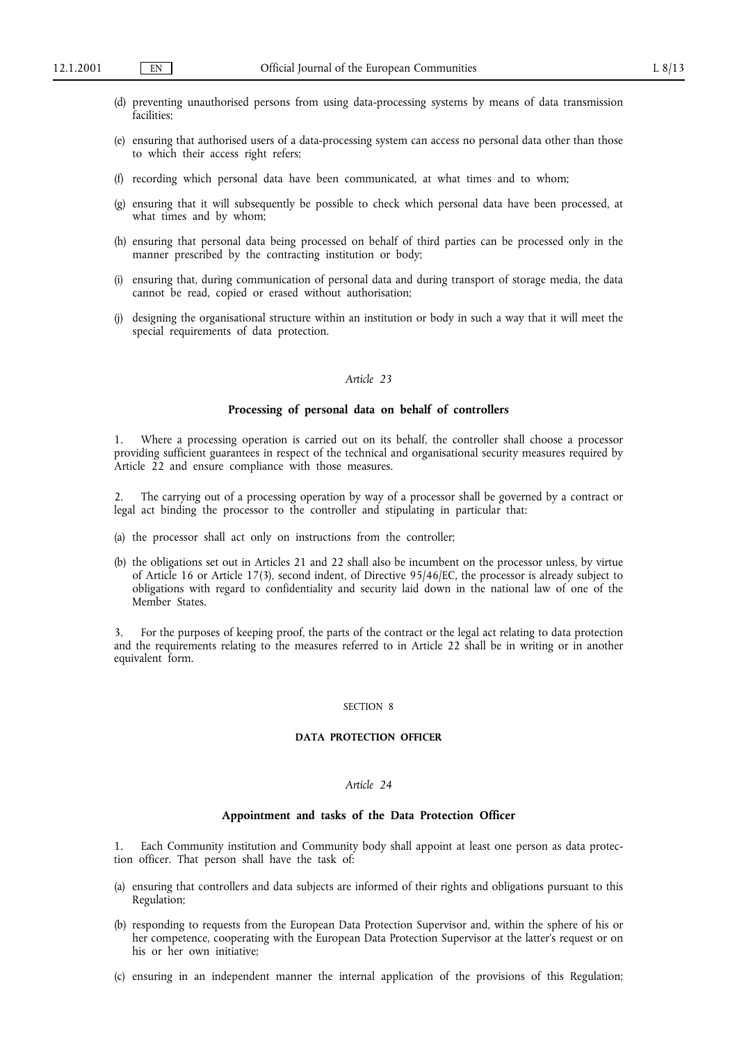(d) preventing unauthorised persons from using data-processing systems by means of data transmission facilities;

(e) ensuring that authorised users of a data-processing system can access no personal data other than those to which their access right refers;

(f) recording which personal data have been communicated, at what times and to whom;

(g) ensuring that it will subsequently be possible to check which personal data have been processed, at what times and by whom;

(h) ensuring that personal data being processed on behalf of third parties can be processed only in the manner prescribed by the contracting institution or body;

(i) ensuring that, during communication of personal data and during transport of storage media, the data cannot be read, copied or erased without authorisation;

(j) designing the organisational structure within an institution or body in such a way that it will meet the special requirements of data protection.

*Article 23*

**Processing of personal data on behalf of controllers**

1. Where a processing operation is carried out on its behalf, the controller shall choose a processor providing sufficient guarantees in respect of the technical and organisational security measures required by Article 22 and ensure compliance with those measures.

2. The carrying out of a processing operation by way of a processor shall be governed by a contract or legal act binding the processor to the controller and stipulating in particular that:

(a) the processor shall act only on instructions from the controller;

(b) the obligations set out in Articles 21 and 22 shall also be incumbent on the processor unless, by virtue of Article 16 or Article 17(3), second indent, of Directive 95/46/EC, the processor is already subject to obligations with regard to confidentiality and security laid down in the national law of one of the Member States.

3. For the purposes of keeping proof, the parts of the contract or the legal act relating to data protection and the requirements relating to the measures referred to in Article 22 shall be in writing or in another equivalent form.

SECTION 8

**DATA PROTECTION OFFICER**

*Article 24*

**Appointment and tasks of the Data Protection Officer**

1. Each Community institution and Community body shall appoint at least one person as data protection officer. That person shall have the task of:

(a) ensuring that controllers and data subjects are informed of their rights and obligations pursuant to this Regulation;

(b) responding to requests from the European Data Protection Supervisor and, within the sphere of his or her competence, cooperating with the European Data Protection Supervisor at the latter's request or on his or her own initiative;

(c) ensuring in an independent manner the internal application of the provisions of this Regulation;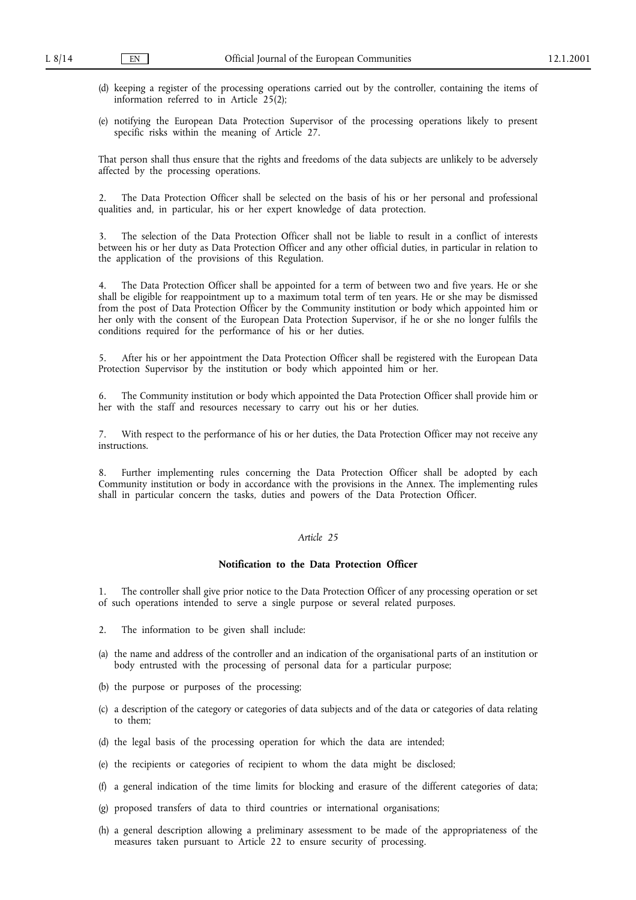(d) keeping a register of the processing operations carried out by the controller, containing the items of information referred to in Article 25(2);

(e) notifying the European Data Protection Supervisor of the processing operations likely to present specific risks within the meaning of Article 27.

That person shall thus ensure that the rights and freedoms of the data subjects are unlikely to be adversely affected by the processing operations.

2. The Data Protection Officer shall be selected on the basis of his or her personal and professional qualities and, in particular, his or her expert knowledge of data protection.

3. The selection of the Data Protection Officer shall not be liable to result in a conflict of interests between his or her duty as Data Protection Officer and any other official duties, in particular in relation to the application of the provisions of this Regulation.

4. The Data Protection Officer shall be appointed for a term of between two and five years. He or she shall be eligible for reappointment up to a maximum total term of ten years. He or she may be dismissed from the post of Data Protection Officer by the Community institution or body which appointed him or her only with the consent of the European Data Protection Supervisor, if he or she no longer fulfils the conditions required for the performance of his or her duties.

5. After his or her appointment the Data Protection Officer shall be registered with the European Data Protection Supervisor by the institution or body which appointed him or her.

6. The Community institution or body which appointed the Data Protection Officer shall provide him or her with the staff and resources necessary to carry out his or her duties.

7. With respect to the performance of his or her duties, the Data Protection Officer may not receive any instructions.

8. Further implementing rules concerning the Data Protection Officer shall be adopted by each Community institution or body in accordance with the provisions in the Annex. The implementing rules shall in particular concern the tasks, duties and powers of the Data Protection Officer.

*Article 25*

**Notification to the Data Protection Officer**

1. The controller shall give prior notice to the Data Protection Officer of any processing operation or set of such operations intended to serve a single purpose or several related purposes.

2. The information to be given shall include:

(a) the name and address of the controller and an indication of the organisational parts of an institution or body entrusted with the processing of personal data for a particular purpose;

(b) the purpose or purposes of the processing;

(c) a description of the category or categories of data subjects and of the data or categories of data relating to them;

(d) the legal basis of the processing operation for which the data are intended;

(e) the recipients or categories of recipient to whom the data might be disclosed;

(f) a general indication of the time limits for blocking and erasure of the different categories of data;

(g) proposed transfers of data to third countries or international organisations;

(h) a general description allowing a preliminary assessment to be made of the appropriateness of the measures taken pursuant to Article 22 to ensure security of processing.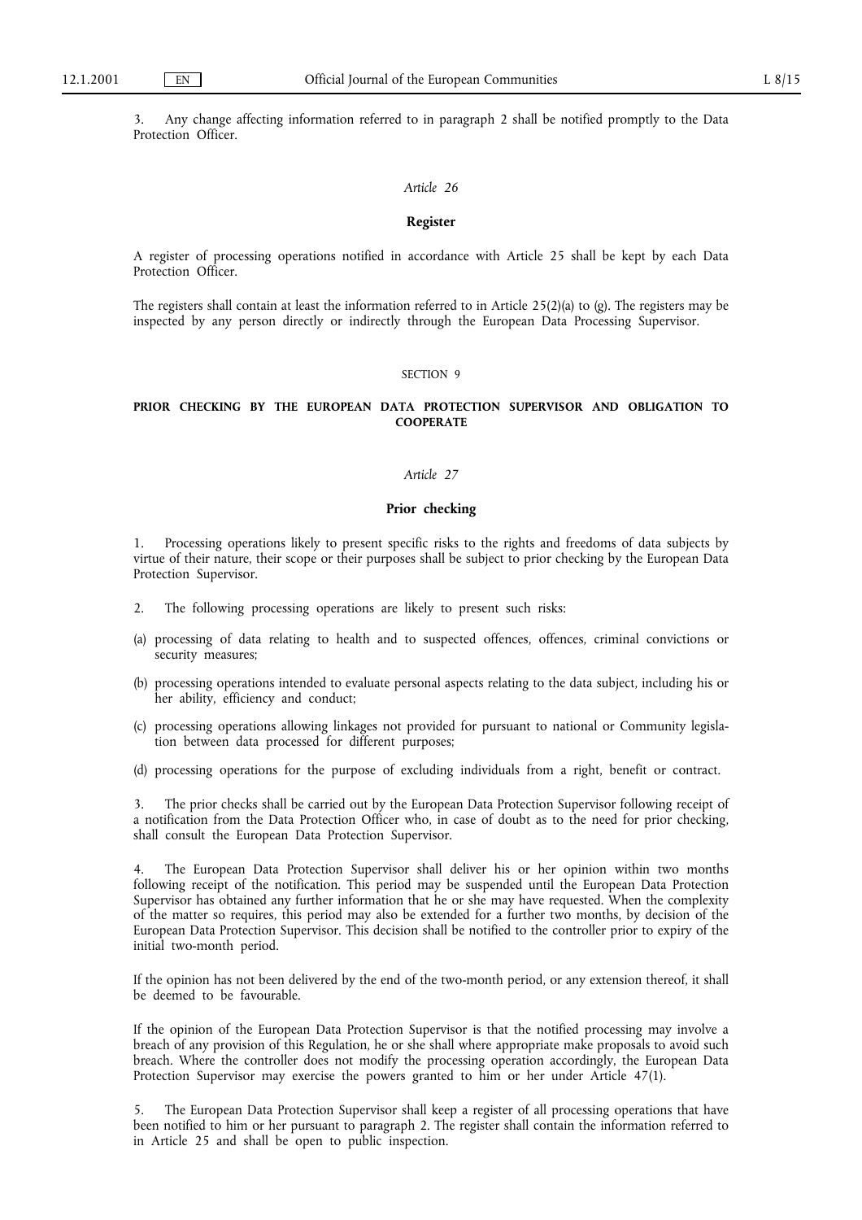3. Any change affecting information referred to in paragraph 2 shall be notified promptly to the Data Protection Officer.

*Article 26*

**Register**

A register of processing operations notified in accordance with Article 25 shall be kept by each Data Protection Officer.

The registers shall contain at least the information referred to in Article 25(2)(a) to (g). The registers may be inspected by any person directly or indirectly through the European Data Processing Supervisor.

SECTION 9

**PRIOR CHECKING BY THE EUROPEAN DATA PROTECTION SUPERVISOR AND OBLIGATION TO COOPERATE**

*Article 27*

**Prior checking**

1. Processing operations likely to present specific risks to the rights and freedoms of data subjects by virtue of their nature, their scope or their purposes shall be subject to prior checking by the European Data Protection Supervisor.

2. The following processing operations are likely to present such risks:

(a) processing of data relating to health and to suspected offences, offences, criminal convictions or security measures;

(b) processing operations intended to evaluate personal aspects relating to the data subject, including his or her ability, efficiency and conduct;

(c) processing operations allowing linkages not provided for pursuant to national or Community legislation between data processed for different purposes;

(d) processing operations for the purpose of excluding individuals from a right, benefit or contract.

3. The prior checks shall be carried out by the European Data Protection Supervisor following receipt of a notification from the Data Protection Officer who, in case of doubt as to the need for prior checking, shall consult the European Data Protection Supervisor.

4. The European Data Protection Supervisor shall deliver his or her opinion within two months following receipt of the notification. This period may be suspended until the European Data Protection Supervisor has obtained any further information that he or she may have requested. When the complexity of the matter so requires, this period may also be extended for a further two months, by decision of the European Data Protection Supervisor. This decision shall be notified to the controller prior to expiry of the initial two-month period.

If the opinion has not been delivered by the end of the two-month period, or any extension thereof, it shall be deemed to be favourable.

If the opinion of the European Data Protection Supervisor is that the notified processing may involve a breach of any provision of this Regulation, he or she shall where appropriate make proposals to avoid such breach. Where the controller does not modify the processing operation accordingly, the European Data Protection Supervisor may exercise the powers granted to him or her under Article 47(1).

5. The European Data Protection Supervisor shall keep a register of all processing operations that have been notified to him or her pursuant to paragraph 2. The register shall contain the information referred to in Article 25 and shall be open to public inspection.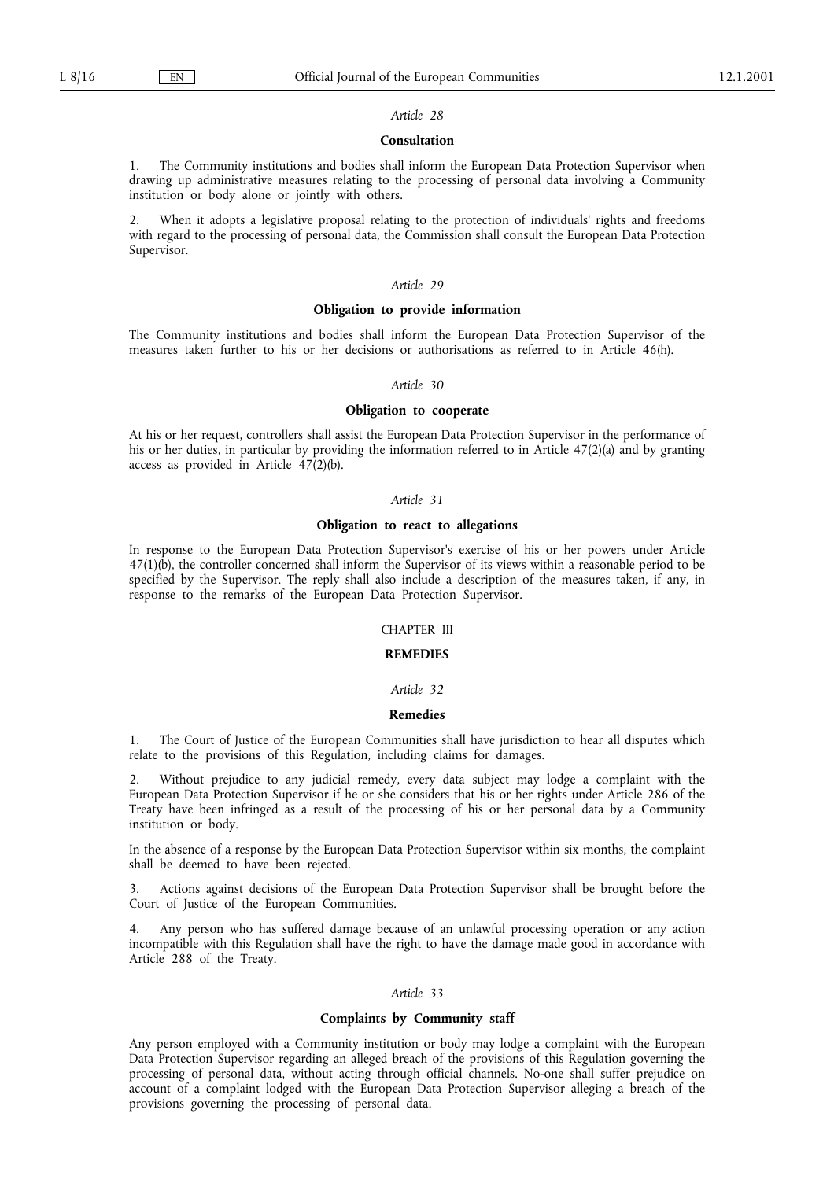*Article 28*

**Consultation**

1. The Community institutions and bodies shall inform the European Data Protection Supervisor when drawing up administrative measures relating to the processing of personal data involving a Community institution or body alone or jointly with others.

2. When it adopts a legislative proposal relating to the protection of individuals' rights and freedoms with regard to the processing of personal data, the Commission shall consult the European Data Protection Supervisor.

*Article 29*

**Obligation to provide information**

The Community institutions and bodies shall inform the European Data Protection Supervisor of the measures taken further to his or her decisions or authorisations as referred to in Article 46(h).

*Article 30*

**Obligation to cooperate**

At his or her request, controllers shall assist the European Data Protection Supervisor in the performance of his or her duties, in particular by providing the information referred to in Article 47(2)(a) and by granting access as provided in Article 47(2)(b).

*Article 31*

**Obligation to react to allegations**

In response to the European Data Protection Supervisor's exercise of his or her powers under Article 47(1)(b), the controller concerned shall inform the Supervisor of its views within a reasonable period to be specified by the Supervisor. The reply shall also include a description of the measures taken, if any, in response to the remarks of the European Data Protection Supervisor.

CHAPTER III

**REMEDIES**

*Article 32*

**Remedies**

1. The Court of Justice of the European Communities shall have jurisdiction to hear all disputes which relate to the provisions of this Regulation, including claims for damages.

2. Without prejudice to any judicial remedy, every data subject may lodge a complaint with the European Data Protection Supervisor if he or she considers that his or her rights under Article 286 of the Treaty have been infringed as a result of the processing of his or her personal data by a Community institution or body.

In the absence of a response by the European Data Protection Supervisor within six months, the complaint shall be deemed to have been rejected.

3. Actions against decisions of the European Data Protection Supervisor shall be brought before the Court of Justice of the European Communities.

4. Any person who has suffered damage because of an unlawful processing operation or any action incompatible with this Regulation shall have the right to have the damage made good in accordance with Article 288 of the Treaty.

*Article 33*

**Complaints by Community staff**

Any person employed with a Community institution or body may lodge a complaint with the European Data Protection Supervisor regarding an alleged breach of the provisions of this Regulation governing the processing of personal data, without acting through official channels. No-one shall suffer prejudice on account of a complaint lodged with the European Data Protection Supervisor alleging a breach of the provisions governing the processing of personal data.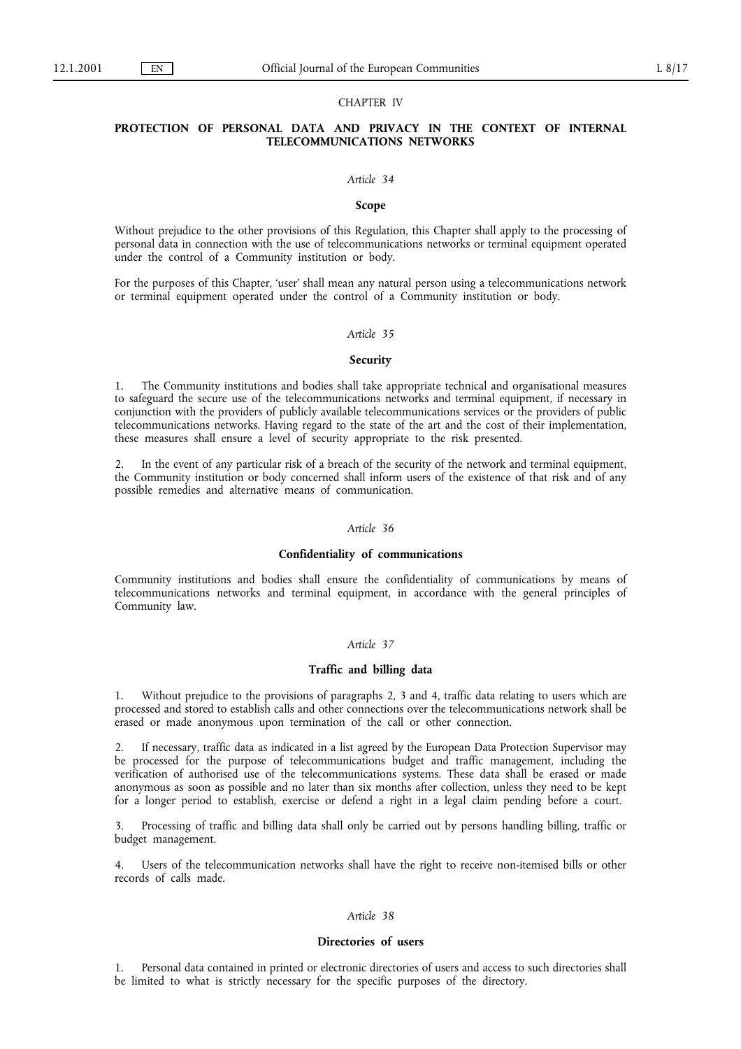## CHAPTER IV

## PROTECTION OF PERSONAL DATA AND PRIVACY IN THE CONTEXT OF INTERNAL TELECOMMUNICATIONS NETWORKS

*Article 34*

**Scope**

Without prejudice to the other provisions of this Regulation, this Chapter shall apply to the processing of personal data in connection with the use of telecommunications networks or terminal equipment operated under the control of a Community institution or body.

For the purposes of this Chapter, 'user' shall mean any natural person using a telecommunications network or terminal equipment operated under the control of a Community institution or body.

*Article 35*

**Security**

1. The Community institutions and bodies shall take appropriate technical and organisational measures to safeguard the secure use of the telecommunications networks and terminal equipment, if necessary in conjunction with the providers of publicly available telecommunications services or the providers of public telecommunications networks. Having regard to the state of the art and the cost of their implementation, these measures shall ensure a level of security appropriate to the risk presented.

2. In the event of any particular risk of a breach of the security of the network and terminal equipment, the Community institution or body concerned shall inform users of the existence of that risk and of any possible remedies and alternative means of communication.

*Article 36*

**Confidentiality of communications**

Community institutions and bodies shall ensure the confidentiality of communications by means of telecommunications networks and terminal equipment, in accordance with the general principles of Community law.

*Article 37*

**Traffic and billing data**

1. Without prejudice to the provisions of paragraphs 2, 3 and 4, traffic data relating to users which are processed and stored to establish calls and other connections over the telecommunications network shall be erased or made anonymous upon termination of the call or other connection.

2. If necessary, traffic data as indicated in a list agreed by the European Data Protection Supervisor may be processed for the purpose of telecommunications budget and traffic management, including the verification of authorised use of the telecommunications systems. These data shall be erased or made anonymous as soon as possible and no later than six months after collection, unless they need to be kept for a longer period to establish, exercise or defend a right in a legal claim pending before a court.

3. Processing of traffic and billing data shall only be carried out by persons handling billing, traffic or budget management.

4. Users of the telecommunication networks shall have the right to receive non-itemised bills or other records of calls made.

*Article 38*

**Directories of users**

1. Personal data contained in printed or electronic directories of users and access to such directories shall be limited to what is strictly necessary for the specific purposes of the directory.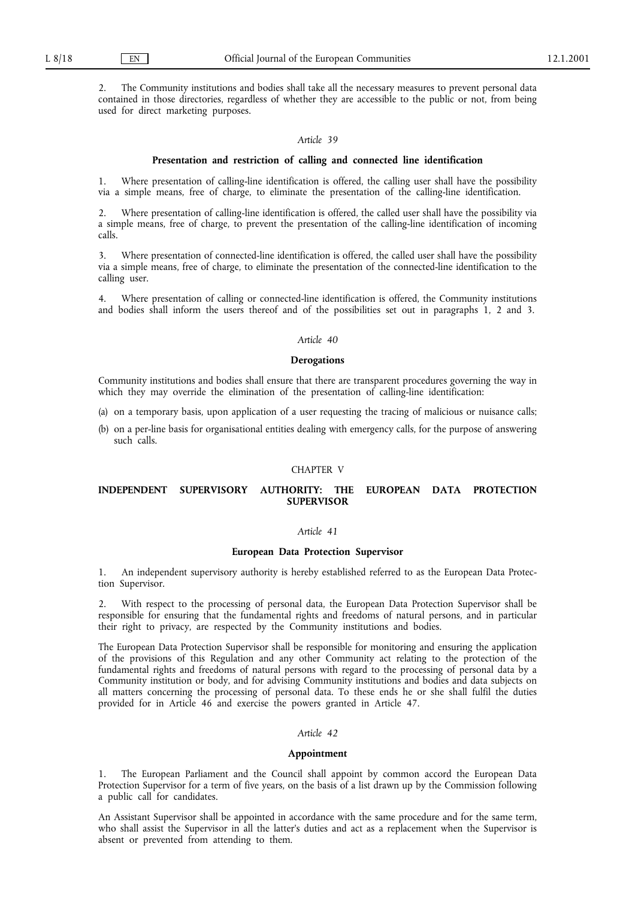2. The Community institutions and bodies shall take all the necessary measures to prevent personal data contained in those directories, regardless of whether they are accessible to the public or not, from being used for direct marketing purposes.

*Article 39*

**Presentation and restriction of calling and connected line identification**

1. Where presentation of calling-line identification is offered, the calling user shall have the possibility via a simple means, free of charge, to eliminate the presentation of the calling-line identification.

2. Where presentation of calling-line identification is offered, the called user shall have the possibility via a simple means, free of charge, to prevent the presentation of the calling-line identification of incoming calls.

3. Where presentation of connected-line identification is offered, the called user shall have the possibility via a simple means, free of charge, to eliminate the presentation of the connected-line identification to the calling user.

4. Where presentation of calling or connected-line identification is offered, the Community institutions and bodies shall inform the users thereof and of the possibilities set out in paragraphs 1, 2 and 3.

*Article 40*

**Derogations**

Community institutions and bodies shall ensure that there are transparent procedures governing the way in which they may override the elimination of the presentation of calling-line identification:

(a) on a temporary basis, upon application of a user requesting the tracing of malicious or nuisance calls;

(b) on a per-line basis for organisational entities dealing with emergency calls, for the purpose of answering such calls.

CHAPTER V

**INDEPENDENT SUPERVISORY AUTHORITY: THE EUROPEAN DATA PROTECTION SUPERVISOR**

*Article 41*

**European Data Protection Supervisor**

1. An independent supervisory authority is hereby established referred to as the European Data Protection Supervisor.

2. With respect to the processing of personal data, the European Data Protection Supervisor shall be responsible for ensuring that the fundamental rights and freedoms of natural persons, and in particular their right to privacy, are respected by the Community institutions and bodies.

The European Data Protection Supervisor shall be responsible for monitoring and ensuring the application of the provisions of this Regulation and any other Community act relating to the protection of the fundamental rights and freedoms of natural persons with regard to the processing of personal data by a Community institution or body, and for advising Community institutions and bodies and data subjects on all matters concerning the processing of personal data. To these ends he or she shall fulfil the duties provided for in Article 46 and exercise the powers granted in Article 47.

*Article 42*

**Appointment**

1. The European Parliament and the Council shall appoint by common accord the European Data Protection Supervisor for a term of five years, on the basis of a list drawn up by the Commission following a public call for candidates.

An Assistant Supervisor shall be appointed in accordance with the same procedure and for the same term, who shall assist the Supervisor in all the latter's duties and act as a replacement when the Supervisor is absent or prevented from attending to them.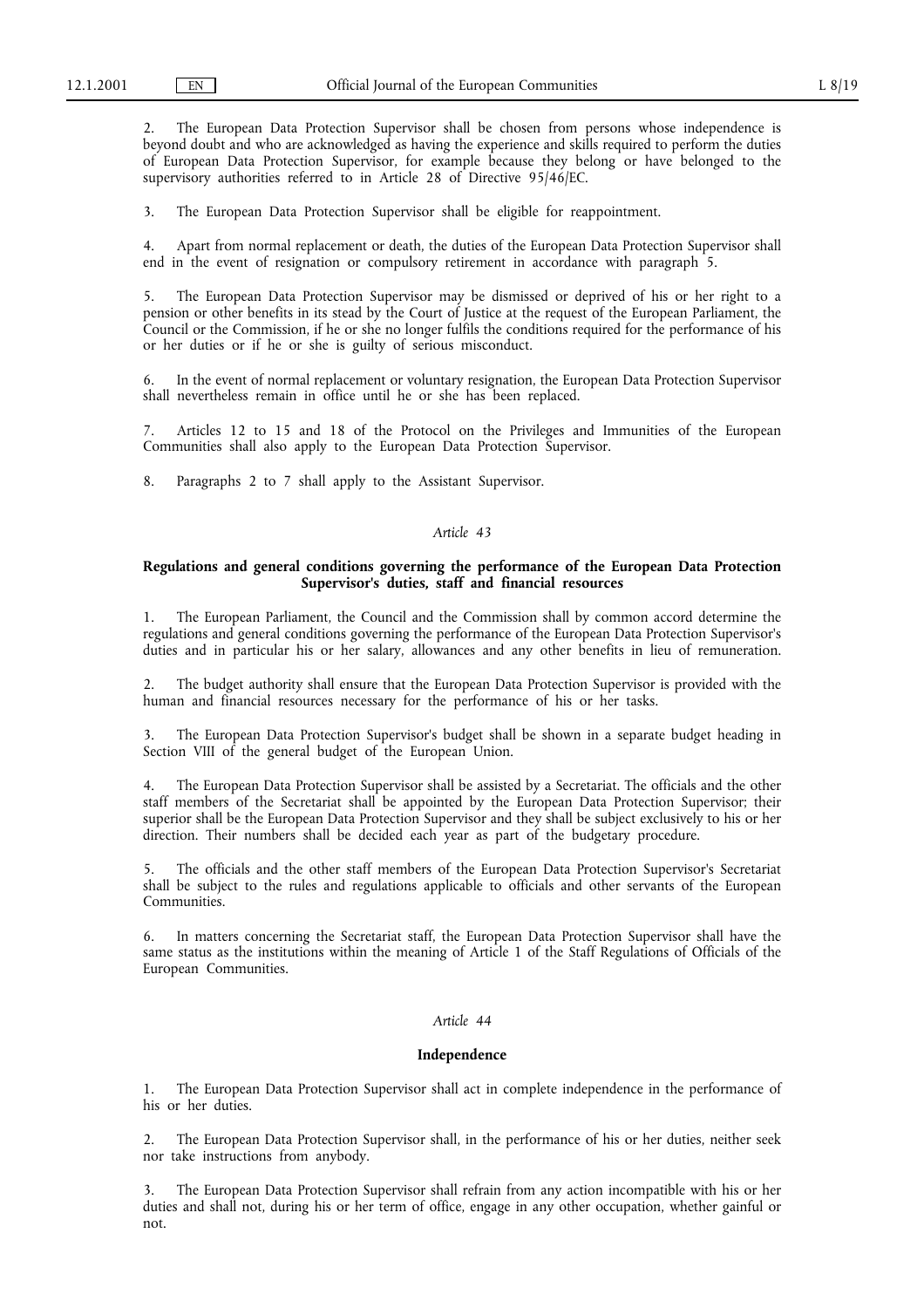2. The European Data Protection Supervisor shall be chosen from persons whose independence is beyond doubt and who are acknowledged as having the experience and skills required to perform the duties of European Data Protection Supervisor, for example because they belong or have belonged to the supervisory authorities referred to in Article 28 of Directive 95/46/EC.

3. The European Data Protection Supervisor shall be eligible for reappointment.

4. Apart from normal replacement or death, the duties of the European Data Protection Supervisor shall end in the event of resignation or compulsory retirement in accordance with paragraph 5.

5. The European Data Protection Supervisor may be dismissed or deprived of his or her right to a pension or other benefits in its stead by the Court of Justice at the request of the European Parliament, the Council or the Commission, if he or she no longer fulfils the conditions required for the performance of his or her duties or if he or she is guilty of serious misconduct.

6. In the event of normal replacement or voluntary resignation, the European Data Protection Supervisor shall nevertheless remain in office until he or she has been replaced.

7. Articles 12 to 15 and 18 of the Protocol on the Privileges and Immunities of the European Communities shall also apply to the European Data Protection Supervisor.

8. Paragraphs 2 to 7 shall apply to the Assistant Supervisor.

*Article 43*

**Regulations and general conditions governing the performance of the European Data Protection Supervisor's duties, staff and financial resources**

1. The European Parliament, the Council and the Commission shall by common accord determine the regulations and general conditions governing the performance of the European Data Protection Supervisor's duties and in particular his or her salary, allowances and any other benefits in lieu of remuneration.

2. The budget authority shall ensure that the European Data Protection Supervisor is provided with the human and financial resources necessary for the performance of his or her tasks.

3. The European Data Protection Supervisor's budget shall be shown in a separate budget heading in Section VIII of the general budget of the European Union.

4. The European Data Protection Supervisor shall be assisted by a Secretariat. The officials and the other staff members of the Secretariat shall be appointed by the European Data Protection Supervisor; their superior shall be the European Data Protection Supervisor and they shall be subject exclusively to his or her direction. Their numbers shall be decided each year as part of the budgetary procedure.

5. The officials and the other staff members of the European Data Protection Supervisor's Secretariat shall be subject to the rules and regulations applicable to officials and other servants of the European Communities.

6. In matters concerning the Secretariat staff, the European Data Protection Supervisor shall have the same status as the institutions within the meaning of Article 1 of the Staff Regulations of Officials of the European Communities.

*Article 44*

**Independence**

1. The European Data Protection Supervisor shall act in complete independence in the performance of his or her duties.

2. The European Data Protection Supervisor shall, in the performance of his or her duties, neither seek nor take instructions from anybody.

3. The European Data Protection Supervisor shall refrain from any action incompatible with his or her duties and shall not, during his or her term of office, engage in any other occupation, whether gainful or not.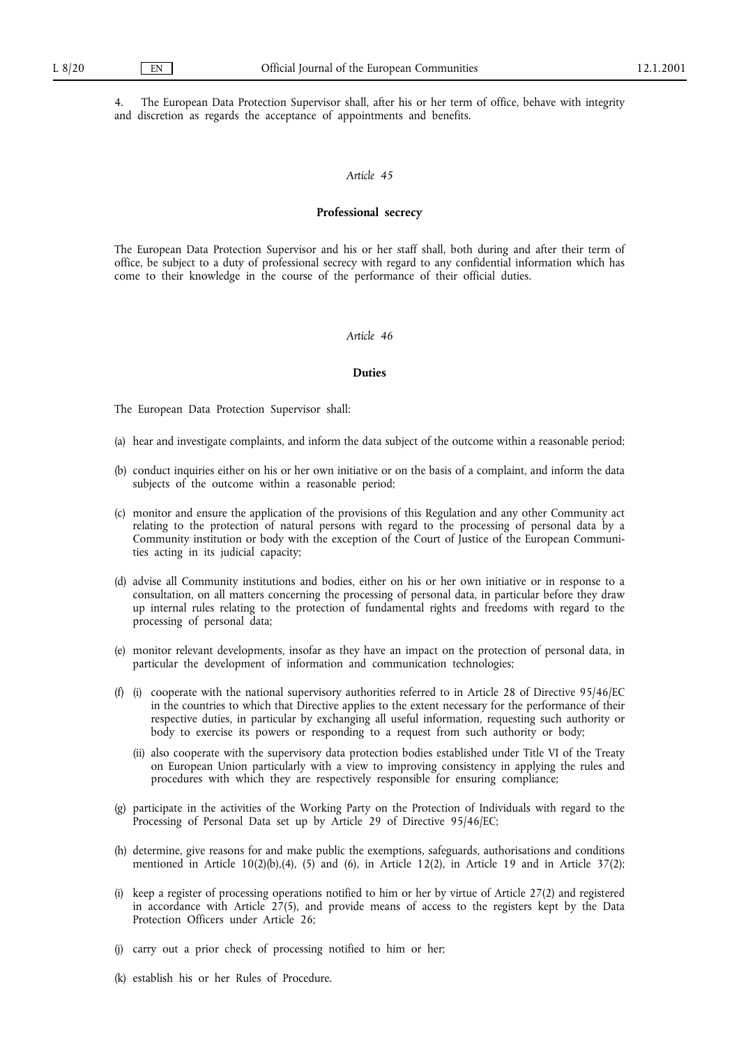4. The European Data Protection Supervisor shall, after his or her term of office, behave with integrity and discretion as regards the acceptance of appointments and benefits.

*Article 45*

**Professional secrecy**

The European Data Protection Supervisor and his or her staff shall, both during and after their term of office, be subject to a duty of professional secrecy with regard to any confidential information which has come to their knowledge in the course of the performance of their official duties.

*Article 46*

**Duties**

The European Data Protection Supervisor shall:

(a) hear and investigate complaints, and inform the data subject of the outcome within a reasonable period;

(b) conduct inquiries either on his or her own initiative or on the basis of a complaint, and inform the data subjects of the outcome within a reasonable period;

(c) monitor and ensure the application of the provisions of this Regulation and any other Community act relating to the protection of natural persons with regard to the processing of personal data by a Community institution or body with the exception of the Court of Justice of the European Communities acting in its judicial capacity;

(d) advise all Community institutions and bodies, either on his or her own initiative or in response to a consultation, on all matters concerning the processing of personal data, in particular before they draw up internal rules relating to the protection of fundamental rights and freedoms with regard to the processing of personal data;

(e) monitor relevant developments, insofar as they have an impact on the protection of personal data, in particular the development of information and communication technologies;

(f) (i) cooperate with the national supervisory authorities referred to in Article 28 of Directive 95/46/EC in the countries to which that Directive applies to the extent necessary for the performance of their respective duties, in particular by exchanging all useful information, requesting such authority or body to exercise its powers or responding to a request from such authority or body;

(ii) also cooperate with the supervisory data protection bodies established under Title VI of the Treaty on European Union particularly with a view to improving consistency in applying the rules and procedures with which they are respectively responsible for ensuring compliance;

(g) participate in the activities of the Working Party on the Protection of Individuals with regard to the Processing of Personal Data set up by Article 29 of Directive 95/46/EC;

(h) determine, give reasons for and make public the exemptions, safeguards, authorisations and conditions mentioned in Article 10(2)(b),(4), (5) and (6), in Article 12(2), in Article 19 and in Article 37(2);

(i) keep a register of processing operations notified to him or her by virtue of Article 27(2) and registered in accordance with Article 27(5), and provide means of access to the registers kept by the Data Protection Officers under Article 26;

(j) carry out a prior check of processing notified to him or her;

(k) establish his or her Rules of Procedure.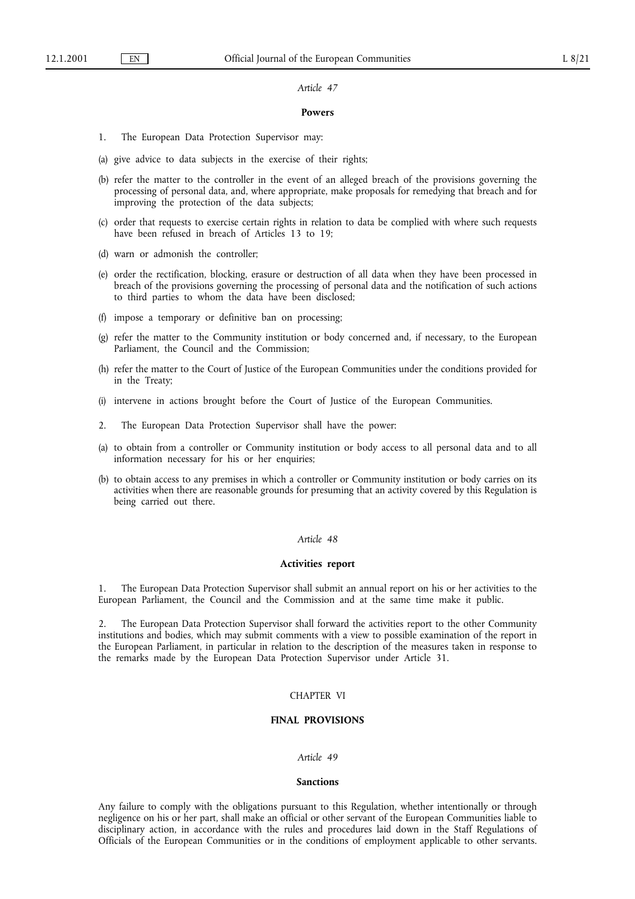*Article 47*

**Powers**

1. The European Data Protection Supervisor may:

(a) give advice to data subjects in the exercise of their rights;

(b) refer the matter to the controller in the event of an alleged breach of the provisions governing the processing of personal data, and, where appropriate, make proposals for remedying that breach and for improving the protection of the data subjects;

(c) order that requests to exercise certain rights in relation to data be complied with where such requests have been refused in breach of Articles 13 to 19;

(d) warn or admonish the controller;

(e) order the rectification, blocking, erasure or destruction of all data when they have been processed in breach of the provisions governing the processing of personal data and the notification of such actions to third parties to whom the data have been disclosed;

(f) impose a temporary or definitive ban on processing;

(g) refer the matter to the Community institution or body concerned and, if necessary, to the European Parliament, the Council and the Commission;

(h) refer the matter to the Court of Justice of the European Communities under the conditions provided for in the Treaty;

(i) intervene in actions brought before the Court of Justice of the European Communities.

2. The European Data Protection Supervisor shall have the power:

(a) to obtain from a controller or Community institution or body access to all personal data and to all information necessary for his or her enquiries;

(b) to obtain access to any premises in which a controller or Community institution or body carries on its activities when there are reasonable grounds for presuming that an activity covered by this Regulation is being carried out there.

*Article 48*

**Activities report**

1. The European Data Protection Supervisor shall submit an annual report on his or her activities to the European Parliament, the Council and the Commission and at the same time make it public.

2. The European Data Protection Supervisor shall forward the activities report to the other Community institutions and bodies, which may submit comments with a view to possible examination of the report in the European Parliament, in particular in relation to the description of the measures taken in response to the remarks made by the European Data Protection Supervisor under Article 31.

## CHAPTER VI

## FINAL PROVISIONS

*Article 49*

**Sanctions**

Any failure to comply with the obligations pursuant to this Regulation, whether intentionally or through negligence on his or her part, shall make an official or other servant of the European Communities liable to disciplinary action, in accordance with the rules and procedures laid down in the Staff Regulations of Officials of the European Communities or in the conditions of employment applicable to other servants.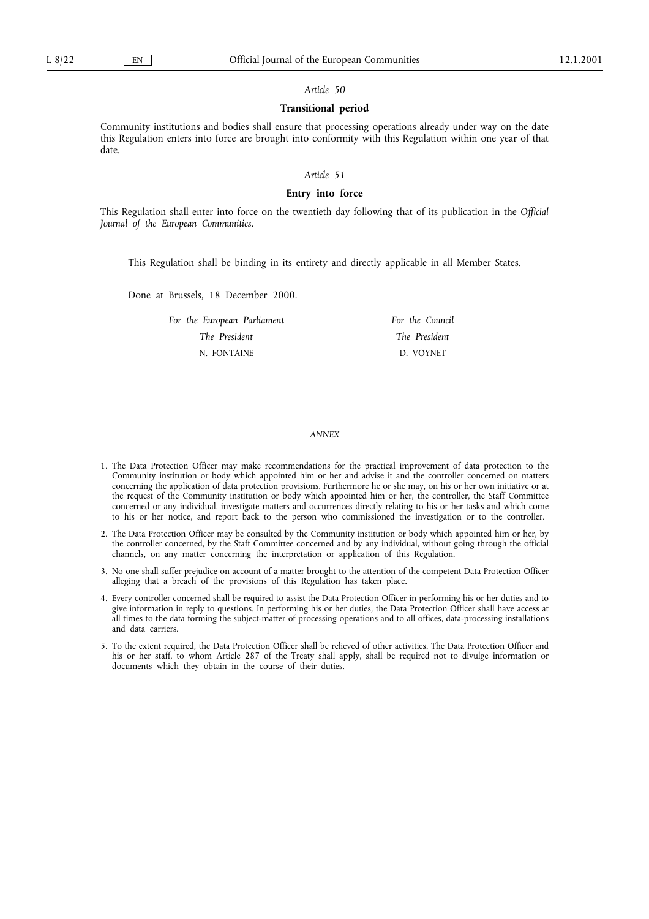*Article 50*

**Transitional period**

Community institutions and bodies shall ensure that processing operations already under way on the date this Regulation enters into force are brought into conformity with this Regulation within one year of that date.

*Article 51*

**Entry into force**

This Regulation shall enter into force on the twentieth day following that of its publication in the *Official Journal of the European Communities*.

This Regulation shall be binding in its entirety and directly applicable in all Member States.

Done at Brussels, 18 December 2000.

| | |
|---|---|
| *For the European Parliament* | *For the Council* |
| *The President* | *The President* |
| N. FONTAINE | D. VOYNET |

*ANNEX*

1. The Data Protection Officer may make recommendations for the practical improvement of data protection to the Community institution or body which appointed him or her and advise it and the controller concerned on matters concerning the application of data protection provisions. Furthermore he or she may, on his or her own initiative or at the request of the Community institution or body which appointed him or her, the controller, the Staff Committee concerned or any individual, investigate matters and occurrences directly relating to his or her tasks and which come to his or her notice, and report back to the person who commissioned the investigation or to the controller.

2. The Data Protection Officer may be consulted by the Community institution or body which appointed him or her, by the controller concerned, by the Staff Committee concerned and by any individual, without going through the official channels, on any matter concerning the interpretation or application of this Regulation.

3. No one shall suffer prejudice on account of a matter brought to the attention of the competent Data Protection Officer alleging that a breach of the provisions of this Regulation has taken place.

4. Every controller concerned shall be required to assist the Data Protection Officer in performing his or her duties and to give information in reply to questions. In performing his or her duties, the Data Protection Officer shall have access at all times to the data forming the subject-matter of processing operations and to all offices, data-processing installations and data carriers.

5. To the extent required, the Data Protection Officer shall be relieved of other activities. The Data Protection Officer and his or her staff, to whom Article 287 of the Treaty shall apply, shall be required not to divulge information or documents which they obtain in the course of their duties.